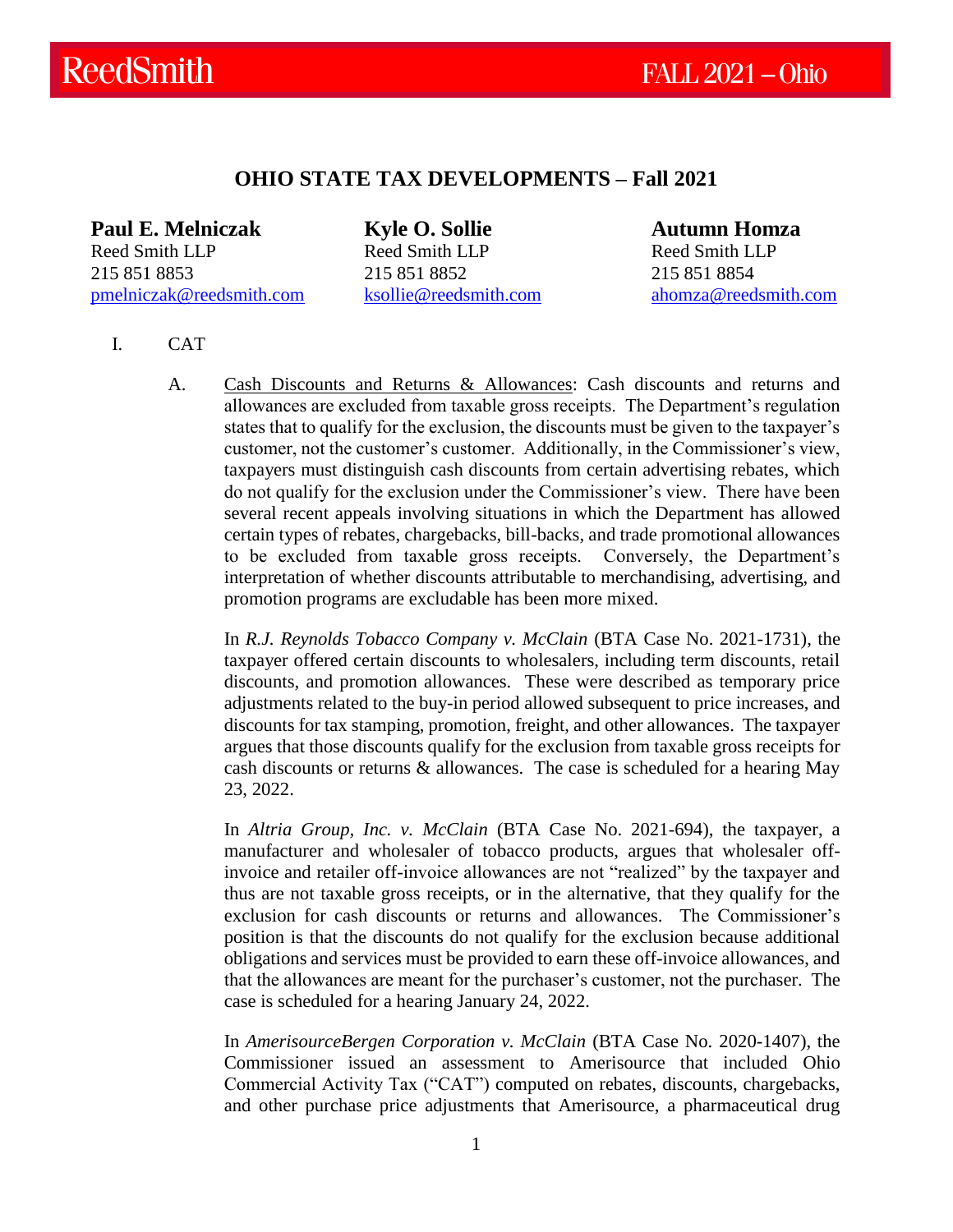# OHIO STATE TAX DEVELOPMENTS – Fall 2021

**Paul E. Melniczak**
Reed Smith LLP
215 851 8853
pmelniczak@reedsmith.com

**Kyle O. Sollie**
Reed Smith LLP
215 851 8852
ksollie@reedsmith.com

**Autumn Homza**
Reed Smith LLP
215 851 8854
ahomza@reedsmith.com

## I. CAT

A. Cash Discounts and Returns & Allowances: Cash discounts and returns and allowances are excluded from taxable gross receipts. The Department's regulation states that to qualify for the exclusion, the discounts must be given to the taxpayer's customer, not the customer's customer. Additionally, in the Commissioner's view, taxpayers must distinguish cash discounts from certain advertising rebates, which do not qualify for the exclusion under the Commissioner's view. There have been several recent appeals involving situations in which the Department has allowed certain types of rebates, chargebacks, bill-backs, and trade promotional allowances to be excluded from taxable gross receipts. Conversely, the Department's interpretation of whether discounts attributable to merchandising, advertising, and promotion programs are excludable has been more mixed.

In *R.J. Reynolds Tobacco Company v. McClain* (BTA Case No. 2021-1731), the taxpayer offered certain discounts to wholesalers, including term discounts, retail discounts, and promotion allowances. These were described as temporary price adjustments related to the buy-in period allowed subsequent to price increases, and discounts for tax stamping, promotion, freight, and other allowances. The taxpayer argues that those discounts qualify for the exclusion from taxable gross receipts for cash discounts or returns & allowances. The case is scheduled for a hearing May 23, 2022.

In *Altria Group, Inc. v. McClain* (BTA Case No. 2021-694), the taxpayer, a manufacturer and wholesaler of tobacco products, argues that wholesaler off-invoice and retailer off-invoice allowances are not "realized" by the taxpayer and thus are not taxable gross receipts, or in the alternative, that they qualify for the exclusion for cash discounts or returns and allowances. The Commissioner's position is that the discounts do not qualify for the exclusion because additional obligations and services must be provided to earn these off-invoice allowances, and that the allowances are meant for the purchaser's customer, not the purchaser. The case is scheduled for a hearing January 24, 2022.

In *AmerisourceBergen Corporation v. McClain* (BTA Case No. 2020-1407), the Commissioner issued an assessment to Amerisource that included Ohio Commercial Activity Tax ("CAT") computed on rebates, discounts, chargebacks, and other purchase price adjustments that Amerisource, a pharmaceutical drug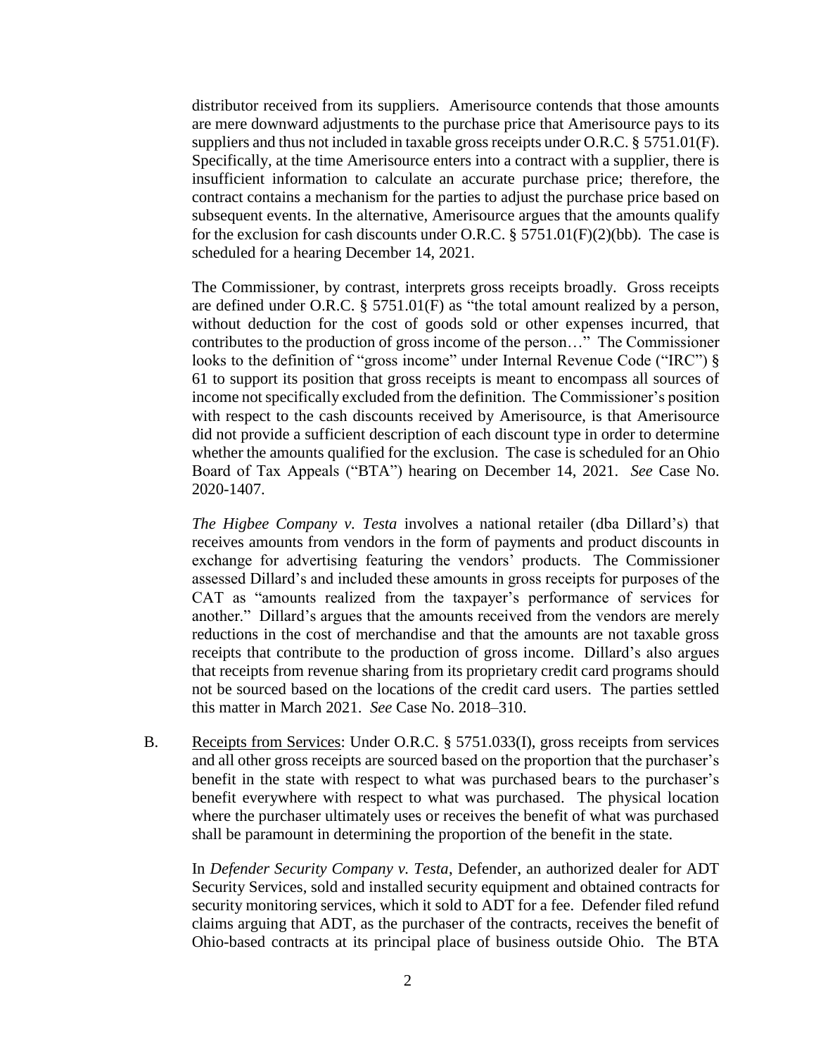distributor received from its suppliers. Amerisource contends that those amounts are mere downward adjustments to the purchase price that Amerisource pays to its suppliers and thus not included in taxable gross receipts under O.R.C. § 5751.01(F). Specifically, at the time Amerisource enters into a contract with a supplier, there is insufficient information to calculate an accurate purchase price; therefore, the contract contains a mechanism for the parties to adjust the purchase price based on subsequent events. In the alternative, Amerisource argues that the amounts qualify for the exclusion for cash discounts under O.R.C. § 5751.01(F)(2)(bb). The case is scheduled for a hearing December 14, 2021.

The Commissioner, by contrast, interprets gross receipts broadly. Gross receipts are defined under O.R.C. § 5751.01(F) as "the total amount realized by a person, without deduction for the cost of goods sold or other expenses incurred, that contributes to the production of gross income of the person…" The Commissioner looks to the definition of "gross income" under Internal Revenue Code ("IRC") § 61 to support its position that gross receipts is meant to encompass all sources of income not specifically excluded from the definition. The Commissioner's position with respect to the cash discounts received by Amerisource, is that Amerisource did not provide a sufficient description of each discount type in order to determine whether the amounts qualified for the exclusion. The case is scheduled for an Ohio Board of Tax Appeals ("BTA") hearing on December 14, 2021. *See* Case No. 2020-1407.

*The Higbee Company v. Testa* involves a national retailer (dba Dillard's) that receives amounts from vendors in the form of payments and product discounts in exchange for advertising featuring the vendors' products. The Commissioner assessed Dillard's and included these amounts in gross receipts for purposes of the CAT as "amounts realized from the taxpayer's performance of services for another." Dillard's argues that the amounts received from the vendors are merely reductions in the cost of merchandise and that the amounts are not taxable gross receipts that contribute to the production of gross income. Dillard's also argues that receipts from revenue sharing from its proprietary credit card programs should not be sourced based on the locations of the credit card users. The parties settled this matter in March 2021. *See* Case No. 2018–310.

B. Receipts from Services: Under O.R.C. § 5751.033(I), gross receipts from services and all other gross receipts are sourced based on the proportion that the purchaser's benefit in the state with respect to what was purchased bears to the purchaser's benefit everywhere with respect to what was purchased. The physical location where the purchaser ultimately uses or receives the benefit of what was purchased shall be paramount in determining the proportion of the benefit in the state.

In *Defender Security Company v. Testa*, Defender, an authorized dealer for ADT Security Services, sold and installed security equipment and obtained contracts for security monitoring services, which it sold to ADT for a fee. Defender filed refund claims arguing that ADT, as the purchaser of the contracts, receives the benefit of Ohio-based contracts at its principal place of business outside Ohio. The BTA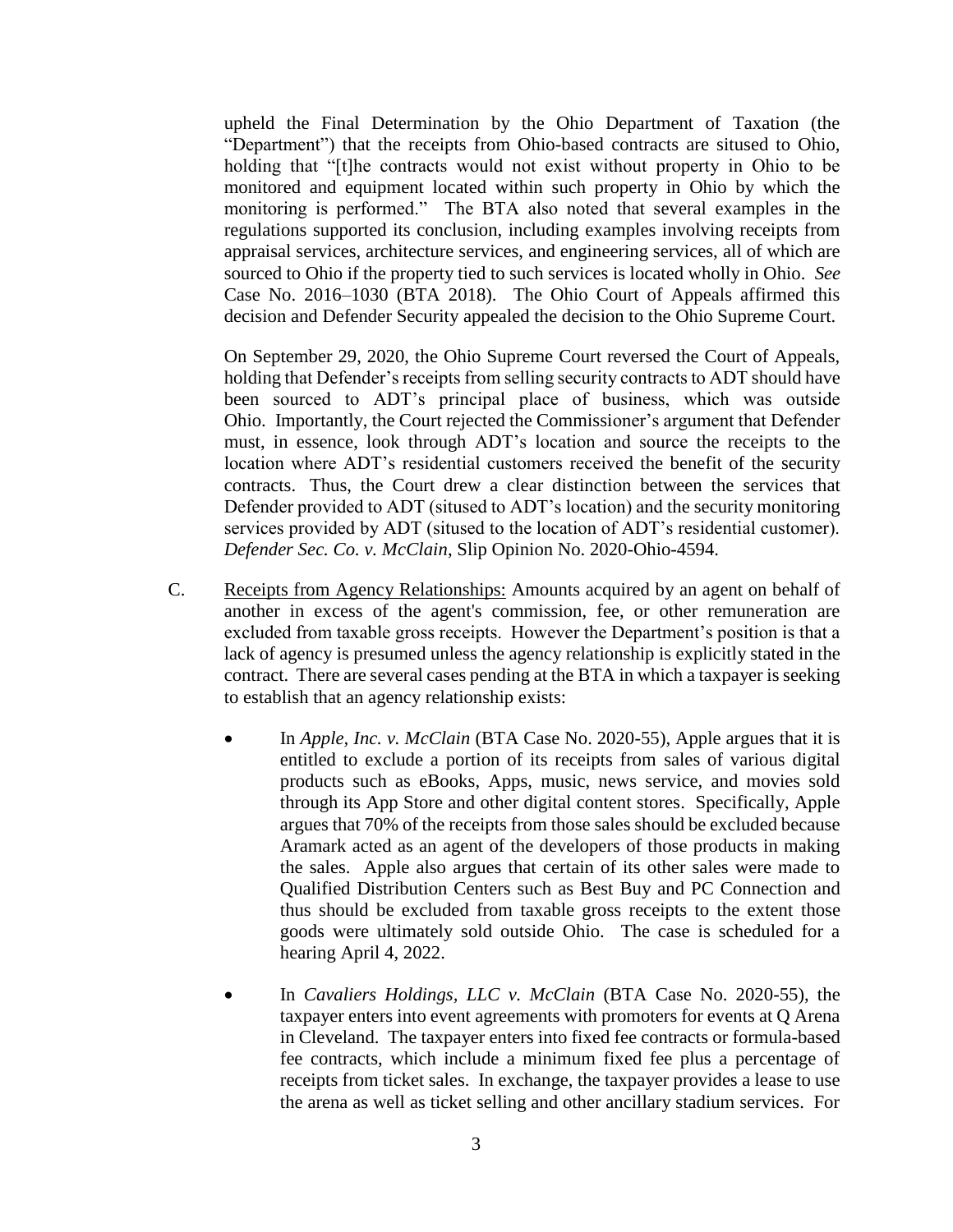upheld the Final Determination by the Ohio Department of Taxation (the "Department") that the receipts from Ohio-based contracts are sitused to Ohio, holding that "[t]he contracts would not exist without property in Ohio to be monitored and equipment located within such property in Ohio by which the monitoring is performed." The BTA also noted that several examples in the regulations supported its conclusion, including examples involving receipts from appraisal services, architecture services, and engineering services, all of which are sourced to Ohio if the property tied to such services is located wholly in Ohio. *See* Case No. 2016–1030 (BTA 2018). The Ohio Court of Appeals affirmed this decision and Defender Security appealed the decision to the Ohio Supreme Court.

On September 29, 2020, the Ohio Supreme Court reversed the Court of Appeals, holding that Defender's receipts from selling security contracts to ADT should have been sourced to ADT's principal place of business, which was outside Ohio. Importantly, the Court rejected the Commissioner's argument that Defender must, in essence, look through ADT's location and source the receipts to the location where ADT's residential customers received the benefit of the security contracts. Thus, the Court drew a clear distinction between the services that Defender provided to ADT (sitused to ADT's location) and the security monitoring services provided by ADT (sitused to the location of ADT's residential customer). *Defender Sec. Co. v. McClain*, Slip Opinion No. 2020-Ohio-4594.

C. Receipts from Agency Relationships: Amounts acquired by an agent on behalf of another in excess of the agent's commission, fee, or other remuneration are excluded from taxable gross receipts. However the Department's position is that a lack of agency is presumed unless the agency relationship is explicitly stated in the contract. There are several cases pending at the BTA in which a taxpayer is seeking to establish that an agency relationship exists:

- In *Apple, Inc. v. McClain* (BTA Case No. 2020-55), Apple argues that it is entitled to exclude a portion of its receipts from sales of various digital products such as eBooks, Apps, music, news service, and movies sold through its App Store and other digital content stores. Specifically, Apple argues that 70% of the receipts from those sales should be excluded because Aramark acted as an agent of the developers of those products in making the sales. Apple also argues that certain of its other sales were made to Qualified Distribution Centers such as Best Buy and PC Connection and thus should be excluded from taxable gross receipts to the extent those goods were ultimately sold outside Ohio. The case is scheduled for a hearing April 4, 2022.

- In *Cavaliers Holdings, LLC v. McClain* (BTA Case No. 2020-55), the taxpayer enters into event agreements with promoters for events at Q Arena in Cleveland. The taxpayer enters into fixed fee contracts or formula-based fee contracts, which include a minimum fixed fee plus a percentage of receipts from ticket sales. In exchange, the taxpayer provides a lease to use the arena as well as ticket selling and other ancillary stadium services. For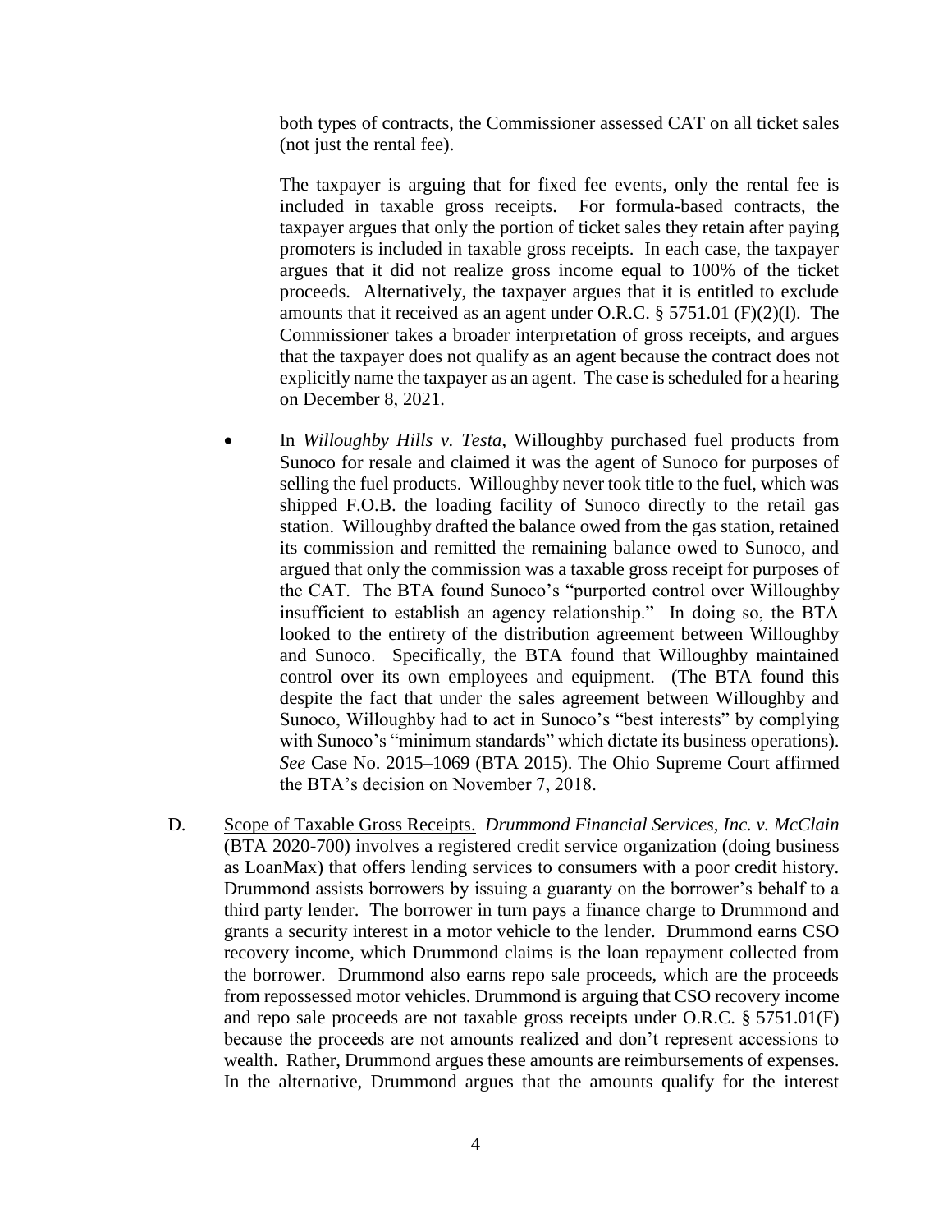both types of contracts, the Commissioner assessed CAT on all ticket sales (not just the rental fee).

The taxpayer is arguing that for fixed fee events, only the rental fee is included in taxable gross receipts. For formula-based contracts, the taxpayer argues that only the portion of ticket sales they retain after paying promoters is included in taxable gross receipts. In each case, the taxpayer argues that it did not realize gross income equal to 100% of the ticket proceeds. Alternatively, the taxpayer argues that it is entitled to exclude amounts that it received as an agent under O.R.C. § 5751.01 (F)(2)(l). The Commissioner takes a broader interpretation of gross receipts, and argues that the taxpayer does not qualify as an agent because the contract does not explicitly name the taxpayer as an agent. The case is scheduled for a hearing on December 8, 2021.

- In *Willoughby Hills v. Testa*, Willoughby purchased fuel products from Sunoco for resale and claimed it was the agent of Sunoco for purposes of selling the fuel products. Willoughby never took title to the fuel, which was shipped F.O.B. the loading facility of Sunoco directly to the retail gas station. Willoughby drafted the balance owed from the gas station, retained its commission and remitted the remaining balance owed to Sunoco, and argued that only the commission was a taxable gross receipt for purposes of the CAT. The BTA found Sunoco's "purported control over Willoughby insufficient to establish an agency relationship." In doing so, the BTA looked to the entirety of the distribution agreement between Willoughby and Sunoco. Specifically, the BTA found that Willoughby maintained control over its own employees and equipment. (The BTA found this despite the fact that under the sales agreement between Willoughby and Sunoco, Willoughby had to act in Sunoco's "best interests" by complying with Sunoco's "minimum standards" which dictate its business operations). *See* Case No. 2015–1069 (BTA 2015). The Ohio Supreme Court affirmed the BTA's decision on November 7, 2018.

D. Scope of Taxable Gross Receipts. *Drummond Financial Services, Inc. v. McClain* (BTA 2020-700) involves a registered credit service organization (doing business as LoanMax) that offers lending services to consumers with a poor credit history. Drummond assists borrowers by issuing a guaranty on the borrower's behalf to a third party lender. The borrower in turn pays a finance charge to Drummond and grants a security interest in a motor vehicle to the lender. Drummond earns CSO recovery income, which Drummond claims is the loan repayment collected from the borrower. Drummond also earns repo sale proceeds, which are the proceeds from repossessed motor vehicles. Drummond is arguing that CSO recovery income and repo sale proceeds are not taxable gross receipts under O.R.C. § 5751.01(F) because the proceeds are not amounts realized and don't represent accessions to wealth. Rather, Drummond argues these amounts are reimbursements of expenses. In the alternative, Drummond argues that the amounts qualify for the interest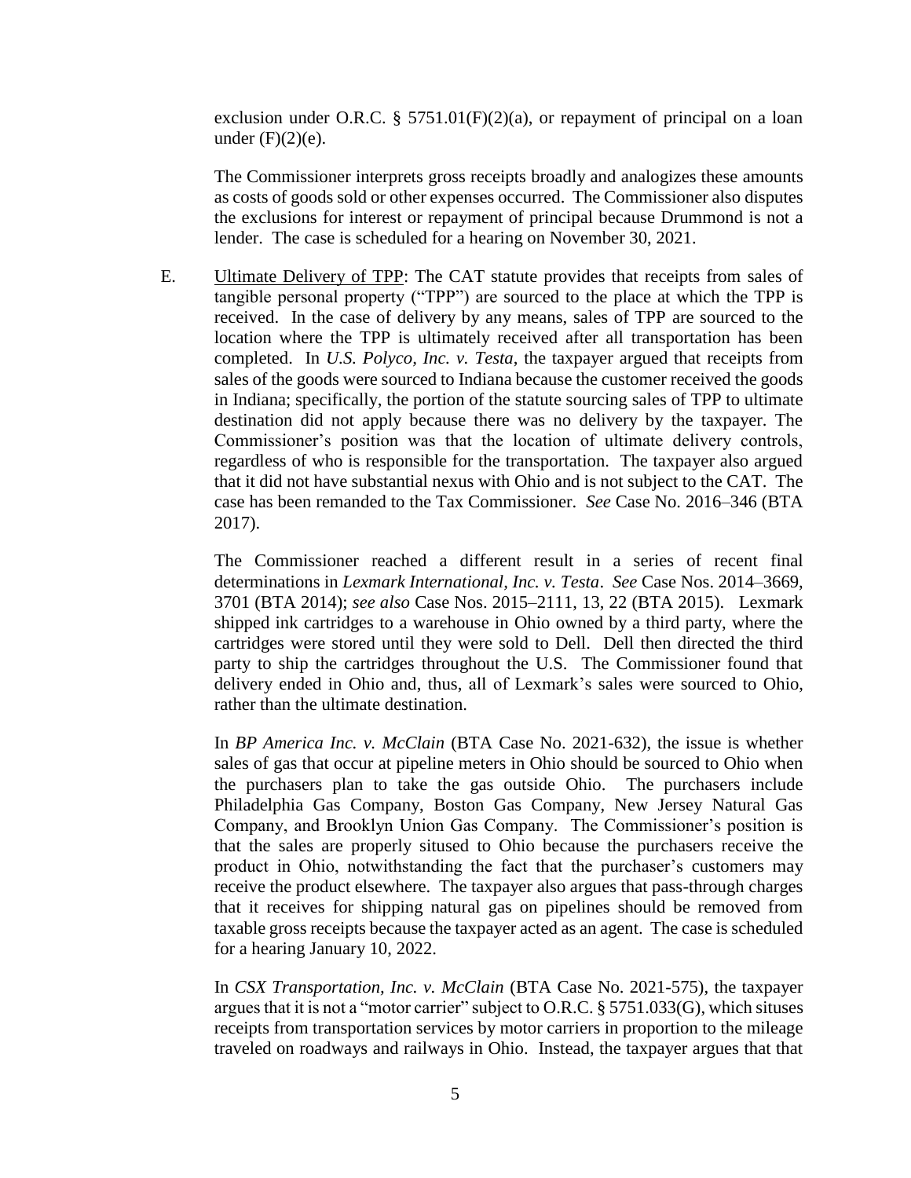exclusion under O.R.C. § 5751.01(F)(2)(a), or repayment of principal on a loan under (F)(2)(e).

The Commissioner interprets gross receipts broadly and analogizes these amounts as costs of goods sold or other expenses occurred. The Commissioner also disputes the exclusions for interest or repayment of principal because Drummond is not a lender. The case is scheduled for a hearing on November 30, 2021.

E. Ultimate Delivery of TPP: The CAT statute provides that receipts from sales of tangible personal property ("TPP") are sourced to the place at which the TPP is received. In the case of delivery by any means, sales of TPP are sourced to the location where the TPP is ultimately received after all transportation has been completed. In *U.S. Polyco, Inc. v. Testa*, the taxpayer argued that receipts from sales of the goods were sourced to Indiana because the customer received the goods in Indiana; specifically, the portion of the statute sourcing sales of TPP to ultimate destination did not apply because there was no delivery by the taxpayer. The Commissioner's position was that the location of ultimate delivery controls, regardless of who is responsible for the transportation. The taxpayer also argued that it did not have substantial nexus with Ohio and is not subject to the CAT. The case has been remanded to the Tax Commissioner. *See* Case No. 2016–346 (BTA 2017).

The Commissioner reached a different result in a series of recent final determinations in *Lexmark International, Inc. v. Testa*. *See* Case Nos. 2014–3669, 3701 (BTA 2014); *see also* Case Nos. 2015–2111, 13, 22 (BTA 2015). Lexmark shipped ink cartridges to a warehouse in Ohio owned by a third party, where the cartridges were stored until they were sold to Dell. Dell then directed the third party to ship the cartridges throughout the U.S. The Commissioner found that delivery ended in Ohio and, thus, all of Lexmark's sales were sourced to Ohio, rather than the ultimate destination.

In *BP America Inc. v. McClain* (BTA Case No. 2021-632), the issue is whether sales of gas that occur at pipeline meters in Ohio should be sourced to Ohio when the purchasers plan to take the gas outside Ohio. The purchasers include Philadelphia Gas Company, Boston Gas Company, New Jersey Natural Gas Company, and Brooklyn Union Gas Company. The Commissioner's position is that the sales are properly sitused to Ohio because the purchasers receive the product in Ohio, notwithstanding the fact that the purchaser's customers may receive the product elsewhere. The taxpayer also argues that pass-through charges that it receives for shipping natural gas on pipelines should be removed from taxable gross receipts because the taxpayer acted as an agent. The case is scheduled for a hearing January 10, 2022.

In *CSX Transportation, Inc. v. McClain* (BTA Case No. 2021-575), the taxpayer argues that it is not a "motor carrier" subject to O.R.C. § 5751.033(G), which situses receipts from transportation services by motor carriers in proportion to the mileage traveled on roadways and railways in Ohio. Instead, the taxpayer argues that that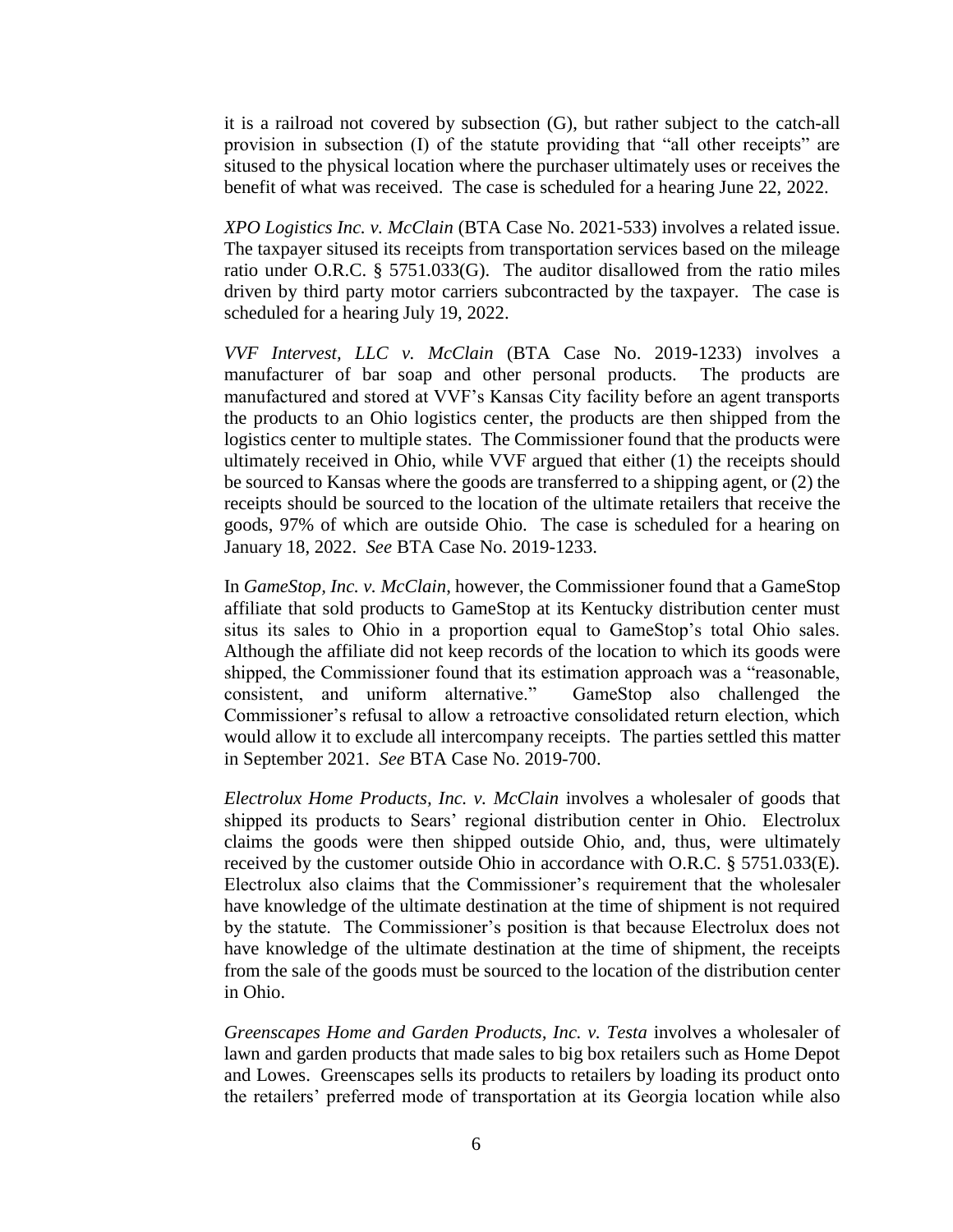it is a railroad not covered by subsection (G), but rather subject to the catch-all provision in subsection (I) of the statute providing that "all other receipts" are sitused to the physical location where the purchaser ultimately uses or receives the benefit of what was received. The case is scheduled for a hearing June 22, 2022.

*XPO Logistics Inc. v. McClain* (BTA Case No. 2021-533) involves a related issue. The taxpayer sitused its receipts from transportation services based on the mileage ratio under O.R.C. § 5751.033(G). The auditor disallowed from the ratio miles driven by third party motor carriers subcontracted by the taxpayer. The case is scheduled for a hearing July 19, 2022.

*VVF Intervest, LLC v. McClain* (BTA Case No. 2019-1233) involves a manufacturer of bar soap and other personal products. The products are manufactured and stored at VVF's Kansas City facility before an agent transports the products to an Ohio logistics center, the products are then shipped from the logistics center to multiple states. The Commissioner found that the products were ultimately received in Ohio, while VVF argued that either (1) the receipts should be sourced to Kansas where the goods are transferred to a shipping agent, or (2) the receipts should be sourced to the location of the ultimate retailers that receive the goods, 97% of which are outside Ohio. The case is scheduled for a hearing on January 18, 2022. *See* BTA Case No. 2019-1233.

In *GameStop, Inc. v. McClain*, however, the Commissioner found that a GameStop affiliate that sold products to GameStop at its Kentucky distribution center must situs its sales to Ohio in a proportion equal to GameStop's total Ohio sales. Although the affiliate did not keep records of the location to which its goods were shipped, the Commissioner found that its estimation approach was a "reasonable, consistent, and uniform alternative." GameStop also challenged the Commissioner's refusal to allow a retroactive consolidated return election, which would allow it to exclude all intercompany receipts. The parties settled this matter in September 2021. *See* BTA Case No. 2019-700.

*Electrolux Home Products, Inc. v. McClain* involves a wholesaler of goods that shipped its products to Sears' regional distribution center in Ohio. Electrolux claims the goods were then shipped outside Ohio, and, thus, were ultimately received by the customer outside Ohio in accordance with O.R.C. § 5751.033(E). Electrolux also claims that the Commissioner's requirement that the wholesaler have knowledge of the ultimate destination at the time of shipment is not required by the statute. The Commissioner's position is that because Electrolux does not have knowledge of the ultimate destination at the time of shipment, the receipts from the sale of the goods must be sourced to the location of the distribution center in Ohio.

*Greenscapes Home and Garden Products, Inc. v. Testa* involves a wholesaler of lawn and garden products that made sales to big box retailers such as Home Depot and Lowes. Greenscapes sells its products to retailers by loading its product onto the retailers' preferred mode of transportation at its Georgia location while also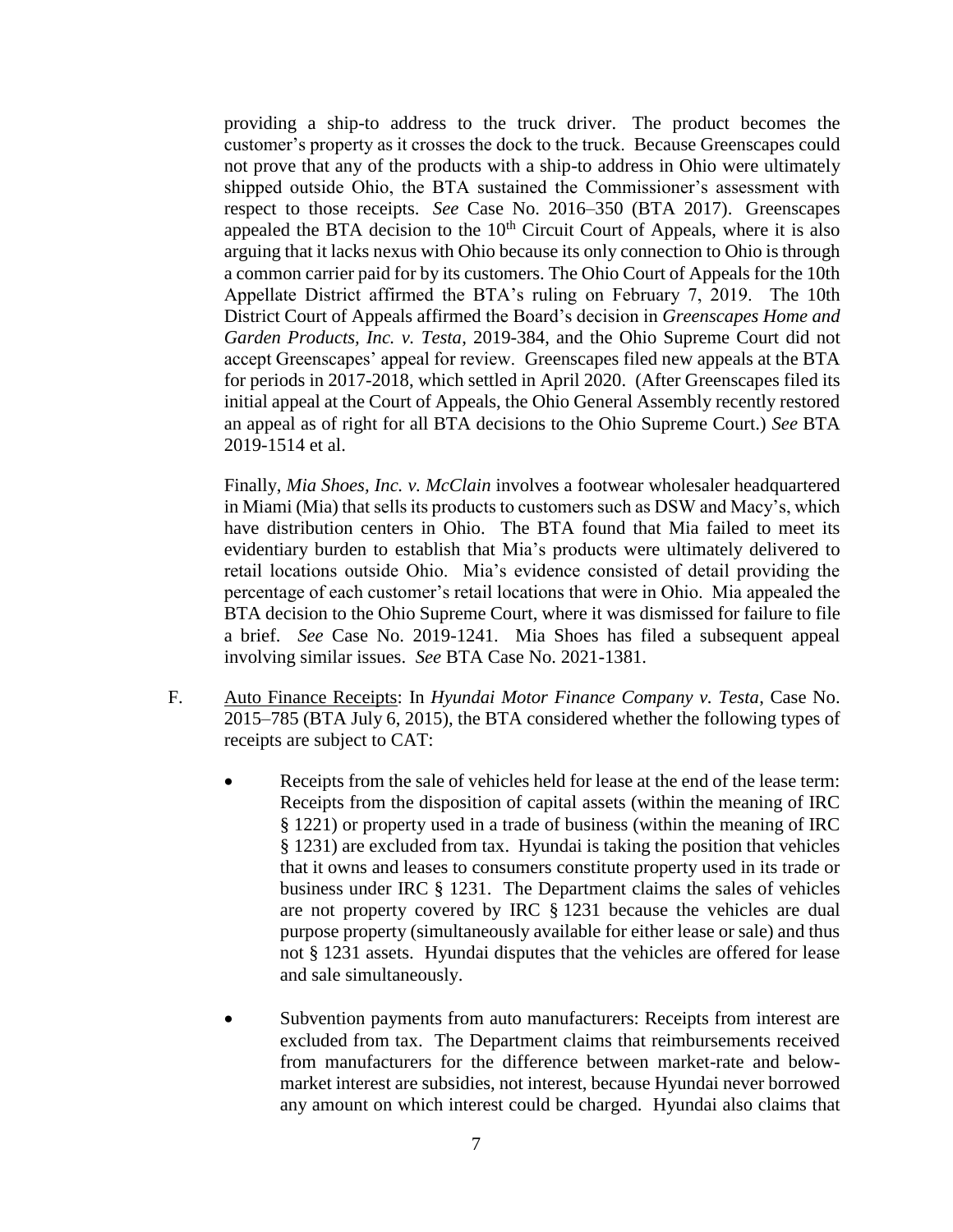providing a ship-to address to the truck driver. The product becomes the customer's property as it crosses the dock to the truck. Because Greenscapes could not prove that any of the products with a ship-to address in Ohio were ultimately shipped outside Ohio, the BTA sustained the Commissioner's assessment with respect to those receipts. *See* Case No. 2016–350 (BTA 2017). Greenscapes appealed the BTA decision to the 10th Circuit Court of Appeals, where it is also arguing that it lacks nexus with Ohio because its only connection to Ohio is through a common carrier paid for by its customers. The Ohio Court of Appeals for the 10th Appellate District affirmed the BTA's ruling on February 7, 2019. The 10th District Court of Appeals affirmed the Board's decision in *Greenscapes Home and Garden Products, Inc. v. Testa*, 2019-384, and the Ohio Supreme Court did not accept Greenscapes' appeal for review. Greenscapes filed new appeals at the BTA for periods in 2017-2018, which settled in April 2020. (After Greenscapes filed its initial appeal at the Court of Appeals, the Ohio General Assembly recently restored an appeal as of right for all BTA decisions to the Ohio Supreme Court.) *See* BTA 2019-1514 et al.

Finally, *Mia Shoes, Inc. v. McClain* involves a footwear wholesaler headquartered in Miami (Mia) that sells its products to customers such as DSW and Macy's, which have distribution centers in Ohio. The BTA found that Mia failed to meet its evidentiary burden to establish that Mia's products were ultimately delivered to retail locations outside Ohio. Mia's evidence consisted of detail providing the percentage of each customer's retail locations that were in Ohio. Mia appealed the BTA decision to the Ohio Supreme Court, where it was dismissed for failure to file a brief. *See* Case No. 2019-1241. Mia Shoes has filed a subsequent appeal involving similar issues. *See* BTA Case No. 2021-1381.

F. Auto Finance Receipts: In *Hyundai Motor Finance Company v. Testa*, Case No. 2015–785 (BTA July 6, 2015), the BTA considered whether the following types of receipts are subject to CAT:

- Receipts from the sale of vehicles held for lease at the end of the lease term: Receipts from the disposition of capital assets (within the meaning of IRC § 1221) or property used in a trade of business (within the meaning of IRC § 1231) are excluded from tax. Hyundai is taking the position that vehicles that it owns and leases to consumers constitute property used in its trade or business under IRC § 1231. The Department claims the sales of vehicles are not property covered by IRC § 1231 because the vehicles are dual purpose property (simultaneously available for either lease or sale) and thus not § 1231 assets. Hyundai disputes that the vehicles are offered for lease and sale simultaneously.

- Subvention payments from auto manufacturers: Receipts from interest are excluded from tax. The Department claims that reimbursements received from manufacturers for the difference between market-rate and below-market interest are subsidies, not interest, because Hyundai never borrowed any amount on which interest could be charged. Hyundai also claims that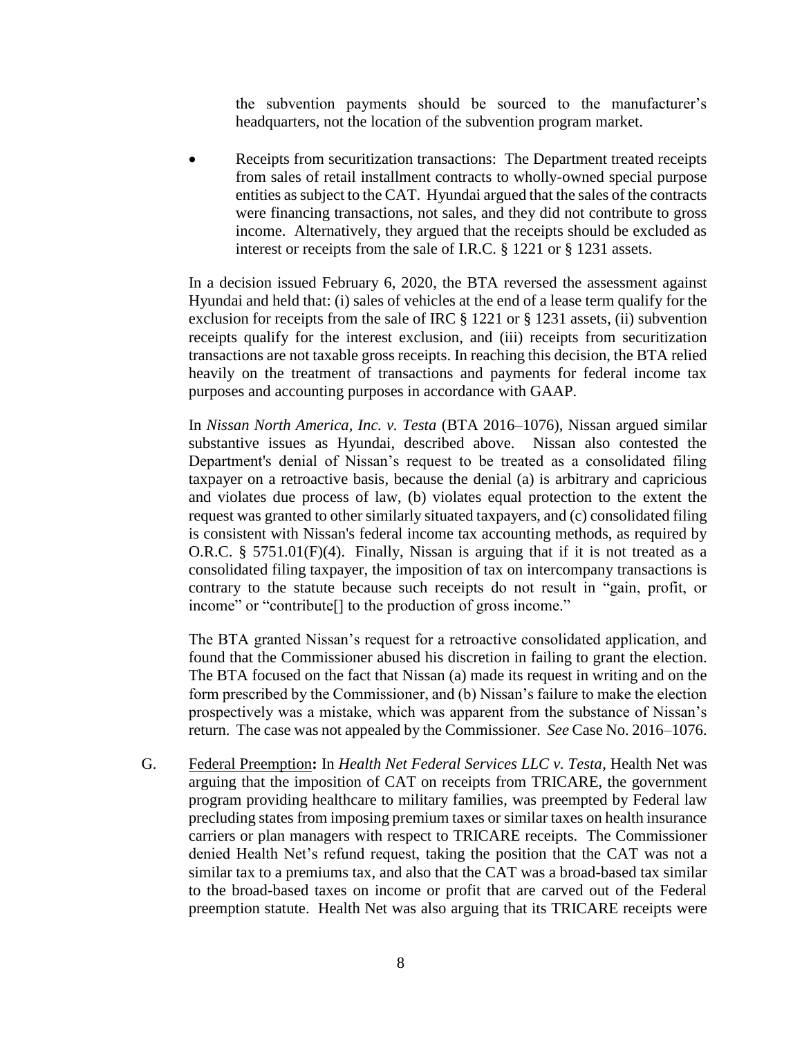the subvention payments should be sourced to the manufacturer's headquarters, not the location of the subvention program market.

- Receipts from securitization transactions: The Department treated receipts from sales of retail installment contracts to wholly-owned special purpose entities as subject to the CAT. Hyundai argued that the sales of the contracts were financing transactions, not sales, and they did not contribute to gross income. Alternatively, they argued that the receipts should be excluded as interest or receipts from the sale of I.R.C. § 1221 or § 1231 assets.

In a decision issued February 6, 2020, the BTA reversed the assessment against Hyundai and held that: (i) sales of vehicles at the end of a lease term qualify for the exclusion for receipts from the sale of IRC § 1221 or § 1231 assets, (ii) subvention receipts qualify for the interest exclusion, and (iii) receipts from securitization transactions are not taxable gross receipts. In reaching this decision, the BTA relied heavily on the treatment of transactions and payments for federal income tax purposes and accounting purposes in accordance with GAAP.

In *Nissan North America, Inc. v. Testa* (BTA 2016–1076), Nissan argued similar substantive issues as Hyundai, described above. Nissan also contested the Department's denial of Nissan's request to be treated as a consolidated filing taxpayer on a retroactive basis, because the denial (a) is arbitrary and capricious and violates due process of law, (b) violates equal protection to the extent the request was granted to other similarly situated taxpayers, and (c) consolidated filing is consistent with Nissan's federal income tax accounting methods, as required by O.R.C. § 5751.01(F)(4). Finally, Nissan is arguing that if it is not treated as a consolidated filing taxpayer, the imposition of tax on intercompany transactions is contrary to the statute because such receipts do not result in "gain, profit, or income" or "contribute[] to the production of gross income."

The BTA granted Nissan's request for a retroactive consolidated application, and found that the Commissioner abused his discretion in failing to grant the election. The BTA focused on the fact that Nissan (a) made its request in writing and on the form prescribed by the Commissioner, and (b) Nissan's failure to make the election prospectively was a mistake, which was apparent from the substance of Nissan's return. The case was not appealed by the Commissioner. *See* Case No. 2016–1076.

G. Federal Preemption**:** In *Health Net Federal Services LLC v. Testa*, Health Net was arguing that the imposition of CAT on receipts from TRICARE, the government program providing healthcare to military families, was preempted by Federal law precluding states from imposing premium taxes or similar taxes on health insurance carriers or plan managers with respect to TRICARE receipts. The Commissioner denied Health Net's refund request, taking the position that the CAT was not a similar tax to a premiums tax, and also that the CAT was a broad-based tax similar to the broad-based taxes on income or profit that are carved out of the Federal preemption statute. Health Net was also arguing that its TRICARE receipts were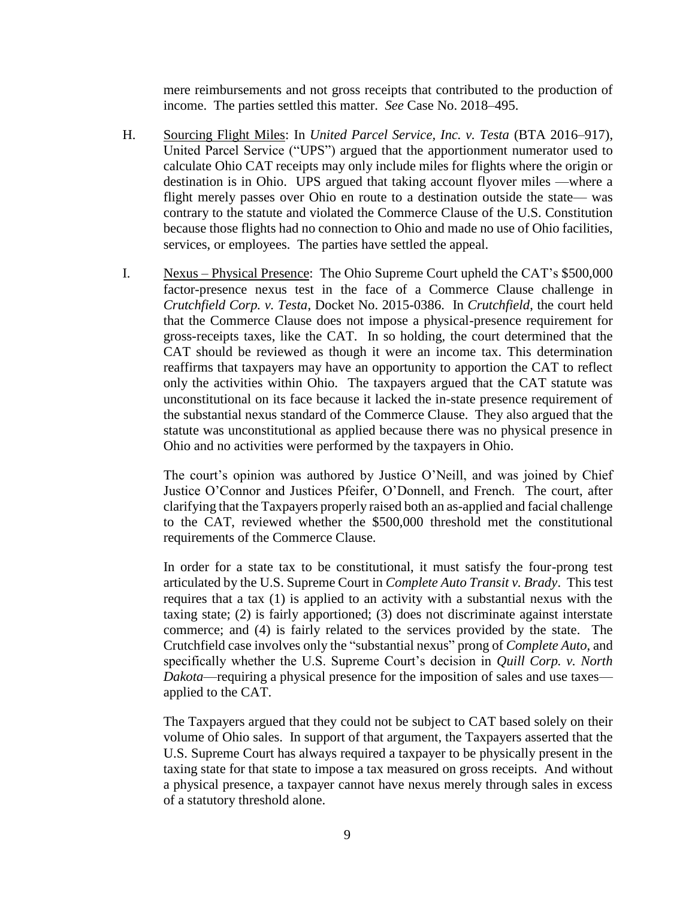mere reimbursements and not gross receipts that contributed to the production of income. The parties settled this matter. *See* Case No. 2018–495.

H. Sourcing Flight Miles: In *United Parcel Service, Inc. v. Testa* (BTA 2016–917), United Parcel Service ("UPS") argued that the apportionment numerator used to calculate Ohio CAT receipts may only include miles for flights where the origin or destination is in Ohio. UPS argued that taking account flyover miles —where a flight merely passes over Ohio en route to a destination outside the state— was contrary to the statute and violated the Commerce Clause of the U.S. Constitution because those flights had no connection to Ohio and made no use of Ohio facilities, services, or employees. The parties have settled the appeal.

I. Nexus – Physical Presence: The Ohio Supreme Court upheld the CAT's $500,000 factor-presence nexus test in the face of a Commerce Clause challenge in *Crutchfield Corp. v. Testa*, Docket No. 2015-0386. In *Crutchfield*, the court held that the Commerce Clause does not impose a physical-presence requirement for gross-receipts taxes, like the CAT. In so holding, the court determined that the CAT should be reviewed as though it were an income tax. This determination reaffirms that taxpayers may have an opportunity to apportion the CAT to reflect only the activities within Ohio. The taxpayers argued that the CAT statute was unconstitutional on its face because it lacked the in-state presence requirement of the substantial nexus standard of the Commerce Clause. They also argued that the statute was unconstitutional as applied because there was no physical presence in Ohio and no activities were performed by the taxpayers in Ohio.

The court's opinion was authored by Justice O'Neill, and was joined by Chief Justice O'Connor and Justices Pfeifer, O'Donnell, and French. The court, after clarifying that the Taxpayers properly raised both an as-applied and facial challenge to the CAT, reviewed whether the $500,000 threshold met the constitutional requirements of the Commerce Clause.

In order for a state tax to be constitutional, it must satisfy the four-prong test articulated by the U.S. Supreme Court in *Complete Auto Transit v. Brady*. This test requires that a tax (1) is applied to an activity with a substantial nexus with the taxing state; (2) is fairly apportioned; (3) does not discriminate against interstate commerce; and (4) is fairly related to the services provided by the state. The Crutchfield case involves only the "substantial nexus" prong of *Complete Auto*, and specifically whether the U.S. Supreme Court's decision in *Quill Corp. v. North Dakota*—requiring a physical presence for the imposition of sales and use taxes—applied to the CAT.

The Taxpayers argued that they could not be subject to CAT based solely on their volume of Ohio sales. In support of that argument, the Taxpayers asserted that the U.S. Supreme Court has always required a taxpayer to be physically present in the taxing state for that state to impose a tax measured on gross receipts. And without a physical presence, a taxpayer cannot have nexus merely through sales in excess of a statutory threshold alone.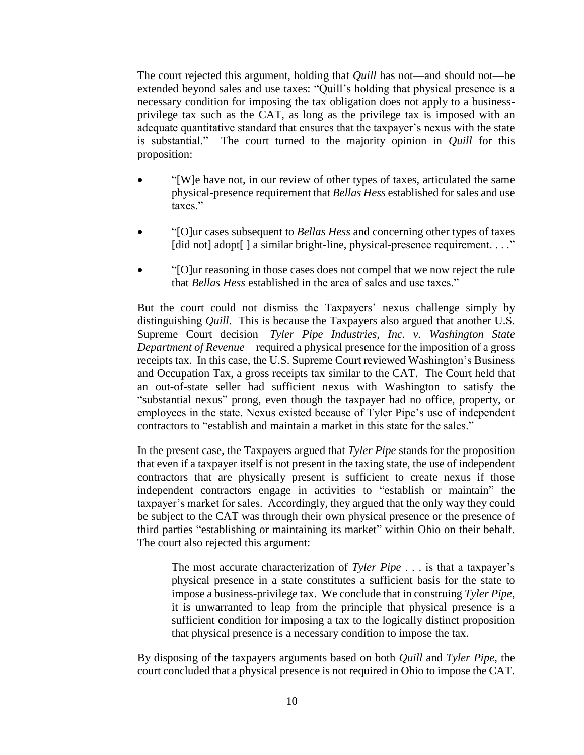The court rejected this argument, holding that *Quill* has not—and should not—be extended beyond sales and use taxes: "Quill's holding that physical presence is a necessary condition for imposing the tax obligation does not apply to a business-privilege tax such as the CAT, as long as the privilege tax is imposed with an adequate quantitative standard that ensures that the taxpayer's nexus with the state is substantial." The court turned to the majority opinion in *Quill* for this proposition:

- "[W]e have not, in our review of other types of taxes, articulated the same physical-presence requirement that *Bellas Hess* established for sales and use taxes."

- "[O]ur cases subsequent to *Bellas Hess* and concerning other types of taxes [did not] adopt[ ] a similar bright-line, physical-presence requirement. . . ."

- "[O]ur reasoning in those cases does not compel that we now reject the rule that *Bellas Hess* established in the area of sales and use taxes."

But the court could not dismiss the Taxpayers' nexus challenge simply by distinguishing *Quill*. This is because the Taxpayers also argued that another U.S. Supreme Court decision—*Tyler Pipe Industries, Inc. v. Washington State Department of Revenue*—required a physical presence for the imposition of a gross receipts tax. In this case, the U.S. Supreme Court reviewed Washington's Business and Occupation Tax, a gross receipts tax similar to the CAT. The Court held that an out-of-state seller had sufficient nexus with Washington to satisfy the "substantial nexus" prong, even though the taxpayer had no office, property, or employees in the state. Nexus existed because of Tyler Pipe's use of independent contractors to "establish and maintain a market in this state for the sales."

In the present case, the Taxpayers argued that *Tyler Pipe* stands for the proposition that even if a taxpayer itself is not present in the taxing state, the use of independent contractors that are physically present is sufficient to create nexus if those independent contractors engage in activities to "establish or maintain" the taxpayer's market for sales. Accordingly, they argued that the only way they could be subject to the CAT was through their own physical presence or the presence of third parties "establishing or maintaining its market" within Ohio on their behalf. The court also rejected this argument:

> The most accurate characterization of *Tyler Pipe* . . . is that a taxpayer's physical presence in a state constitutes a sufficient basis for the state to impose a business-privilege tax. We conclude that in construing *Tyler Pipe*, it is unwarranted to leap from the principle that physical presence is a sufficient condition for imposing a tax to the logically distinct proposition that physical presence is a necessary condition to impose the tax.

By disposing of the taxpayers arguments based on both *Quill* and *Tyler Pipe*, the court concluded that a physical presence is not required in Ohio to impose the CAT.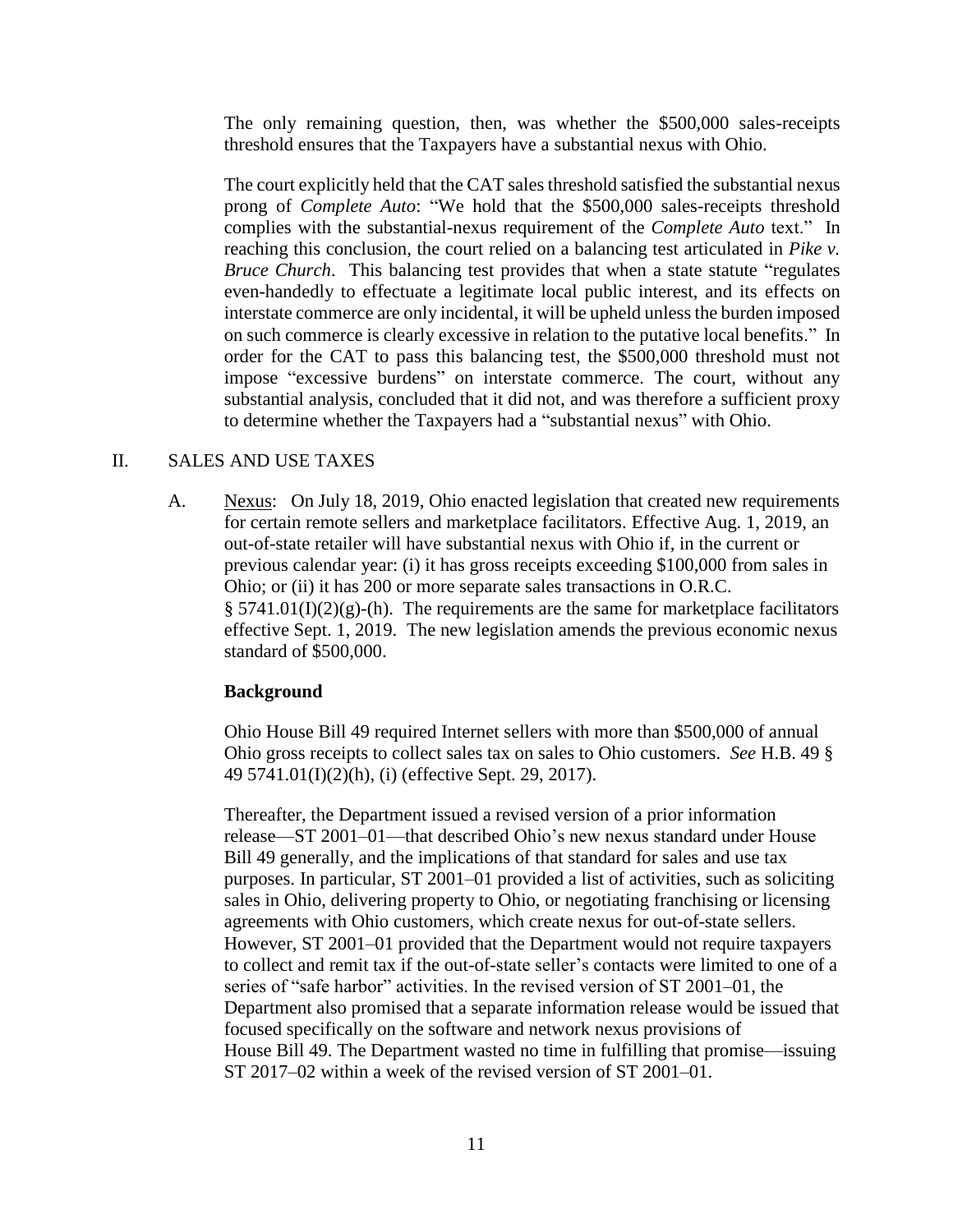The only remaining question, then, was whether the $500,000 sales-receipts threshold ensures that the Taxpayers have a substantial nexus with Ohio.

The court explicitly held that the CAT sales threshold satisfied the substantial nexus prong of *Complete Auto*: "We hold that the $500,000 sales-receipts threshold complies with the substantial-nexus requirement of the *Complete Auto* text." In reaching this conclusion, the court relied on a balancing test articulated in *Pike v. Bruce Church*. This balancing test provides that when a state statute "regulates even-handedly to effectuate a legitimate local public interest, and its effects on interstate commerce are only incidental, it will be upheld unless the burden imposed on such commerce is clearly excessive in relation to the putative local benefits." In order for the CAT to pass this balancing test, the $500,000 threshold must not impose "excessive burdens" on interstate commerce. The court, without any substantial analysis, concluded that it did not, and was therefore a sufficient proxy to determine whether the Taxpayers had a "substantial nexus" with Ohio.

## II. SALES AND USE TAXES

A. Nexus: On July 18, 2019, Ohio enacted legislation that created new requirements for certain remote sellers and marketplace facilitators. Effective Aug. 1, 2019, an out-of-state retailer will have substantial nexus with Ohio if, in the current or previous calendar year: (i) it has gross receipts exceeding $100,000 from sales in Ohio; or (ii) it has 200 or more separate sales transactions in O.R.C. § 5741.01(I)(2)(g)-(h). The requirements are the same for marketplace facilitators effective Sept. 1, 2019. The new legislation amends the previous economic nexus standard of $500,000.

**Background**

Ohio House Bill 49 required Internet sellers with more than $500,000 of annual Ohio gross receipts to collect sales tax on sales to Ohio customers. *See* H.B. 49 § 49 5741.01(I)(2)(h), (i) (effective Sept. 29, 2017).

Thereafter, the Department issued a revised version of a prior information release—ST 2001–01—that described Ohio's new nexus standard under House Bill 49 generally, and the implications of that standard for sales and use tax purposes. In particular, ST 2001–01 provided a list of activities, such as soliciting sales in Ohio, delivering property to Ohio, or negotiating franchising or licensing agreements with Ohio customers, which create nexus for out-of-state sellers. However, ST 2001–01 provided that the Department would not require taxpayers to collect and remit tax if the out-of-state seller's contacts were limited to one of a series of "safe harbor" activities. In the revised version of ST 2001–01, the Department also promised that a separate information release would be issued that focused specifically on the software and network nexus provisions of House Bill 49. The Department wasted no time in fulfilling that promise—issuing ST 2017–02 within a week of the revised version of ST 2001–01.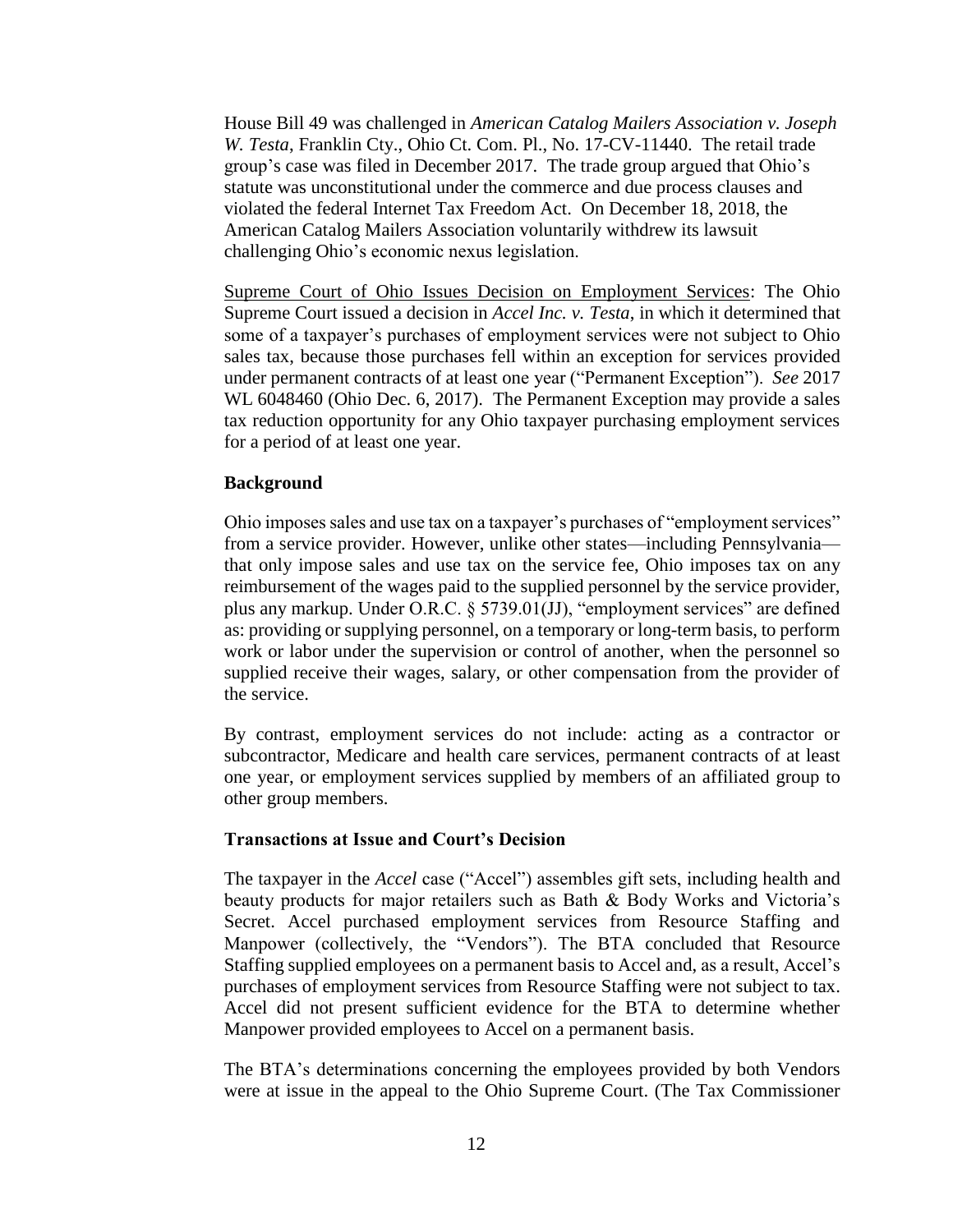House Bill 49 was challenged in *American Catalog Mailers Association v. Joseph W. Testa*, Franklin Cty., Ohio Ct. Com. Pl., No. 17-CV-11440. The retail trade group's case was filed in December 2017. The trade group argued that Ohio's statute was unconstitutional under the commerce and due process clauses and violated the federal Internet Tax Freedom Act. On December 18, 2018, the American Catalog Mailers Association voluntarily withdrew its lawsuit challenging Ohio's economic nexus legislation.

<u>Supreme Court of Ohio Issues Decision on Employment Services</u>: The Ohio Supreme Court issued a decision in *Accel Inc. v. Testa*, in which it determined that some of a taxpayer's purchases of employment services were not subject to Ohio sales tax, because those purchases fell within an exception for services provided under permanent contracts of at least one year ("Permanent Exception"). *See* 2017 WL 6048460 (Ohio Dec. 6, 2017). The Permanent Exception may provide a sales tax reduction opportunity for any Ohio taxpayer purchasing employment services for a period of at least one year.

**Background**

Ohio imposes sales and use tax on a taxpayer's purchases of "employment services" from a service provider. However, unlike other states—including Pennsylvania—that only impose sales and use tax on the service fee, Ohio imposes tax on any reimbursement of the wages paid to the supplied personnel by the service provider, plus any markup. Under O.R.C. § 5739.01(JJ), "employment services" are defined as: providing or supplying personnel, on a temporary or long-term basis, to perform work or labor under the supervision or control of another, when the personnel so supplied receive their wages, salary, or other compensation from the provider of the service.

By contrast, employment services do not include: acting as a contractor or subcontractor, Medicare and health care services, permanent contracts of at least one year, or employment services supplied by members of an affiliated group to other group members.

**Transactions at Issue and Court's Decision**

The taxpayer in the *Accel* case ("Accel") assembles gift sets, including health and beauty products for major retailers such as Bath & Body Works and Victoria's Secret. Accel purchased employment services from Resource Staffing and Manpower (collectively, the "Vendors"). The BTA concluded that Resource Staffing supplied employees on a permanent basis to Accel and, as a result, Accel's purchases of employment services from Resource Staffing were not subject to tax. Accel did not present sufficient evidence for the BTA to determine whether Manpower provided employees to Accel on a permanent basis.

The BTA's determinations concerning the employees provided by both Vendors were at issue in the appeal to the Ohio Supreme Court. (The Tax Commissioner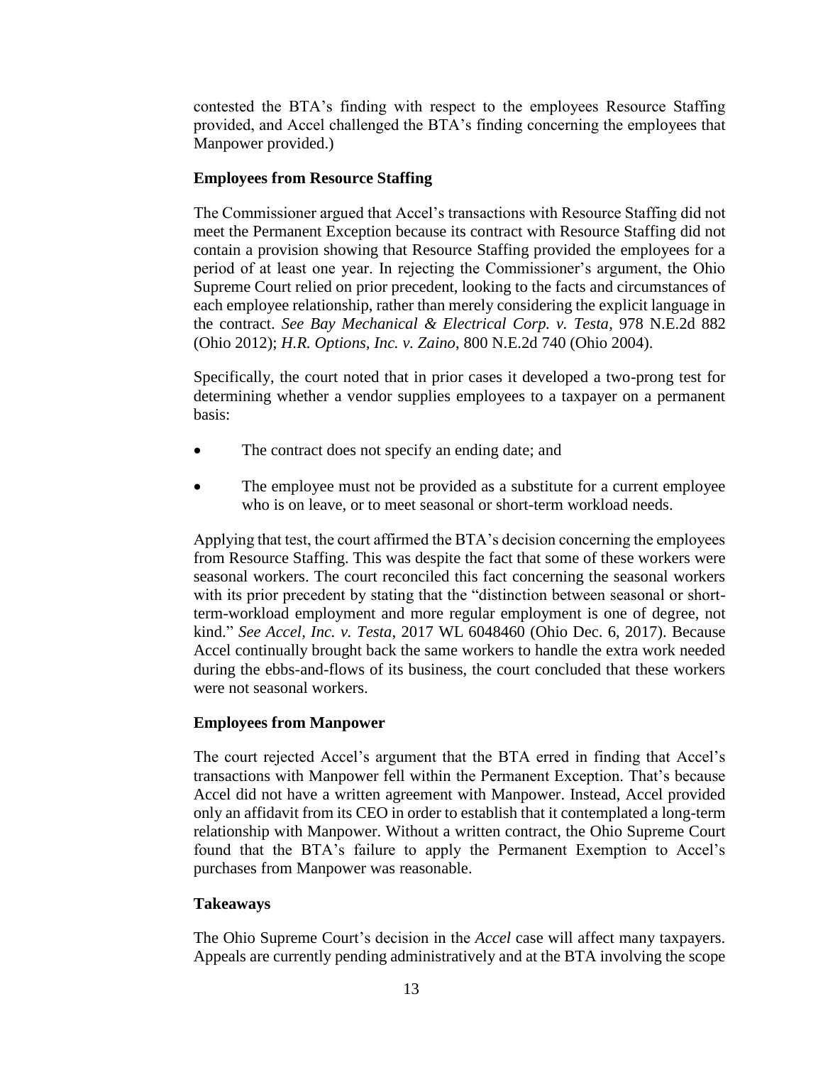contested the BTA's finding with respect to the employees Resource Staffing provided, and Accel challenged the BTA's finding concerning the employees that Manpower provided.)

**Employees from Resource Staffing**

The Commissioner argued that Accel's transactions with Resource Staffing did not meet the Permanent Exception because its contract with Resource Staffing did not contain a provision showing that Resource Staffing provided the employees for a period of at least one year. In rejecting the Commissioner's argument, the Ohio Supreme Court relied on prior precedent, looking to the facts and circumstances of each employee relationship, rather than merely considering the explicit language in the contract. *See Bay Mechanical & Electrical Corp. v. Testa*, 978 N.E.2d 882 (Ohio 2012); *H.R. Options, Inc. v. Zaino*, 800 N.E.2d 740 (Ohio 2004).

Specifically, the court noted that in prior cases it developed a two-prong test for determining whether a vendor supplies employees to a taxpayer on a permanent basis:

- The contract does not specify an ending date; and
- The employee must not be provided as a substitute for a current employee who is on leave, or to meet seasonal or short-term workload needs.

Applying that test, the court affirmed the BTA's decision concerning the employees from Resource Staffing. This was despite the fact that some of these workers were seasonal workers. The court reconciled this fact concerning the seasonal workers with its prior precedent by stating that the "distinction between seasonal or short-term-workload employment and more regular employment is one of degree, not kind." *See Accel, Inc. v. Testa*, 2017 WL 6048460 (Ohio Dec. 6, 2017). Because Accel continually brought back the same workers to handle the extra work needed during the ebbs-and-flows of its business, the court concluded that these workers were not seasonal workers.

**Employees from Manpower**

The court rejected Accel's argument that the BTA erred in finding that Accel's transactions with Manpower fell within the Permanent Exception. That's because Accel did not have a written agreement with Manpower. Instead, Accel provided only an affidavit from its CEO in order to establish that it contemplated a long-term relationship with Manpower. Without a written contract, the Ohio Supreme Court found that the BTA's failure to apply the Permanent Exemption to Accel's purchases from Manpower was reasonable.

**Takeaways**

The Ohio Supreme Court's decision in the *Accel* case will affect many taxpayers. Appeals are currently pending administratively and at the BTA involving the scope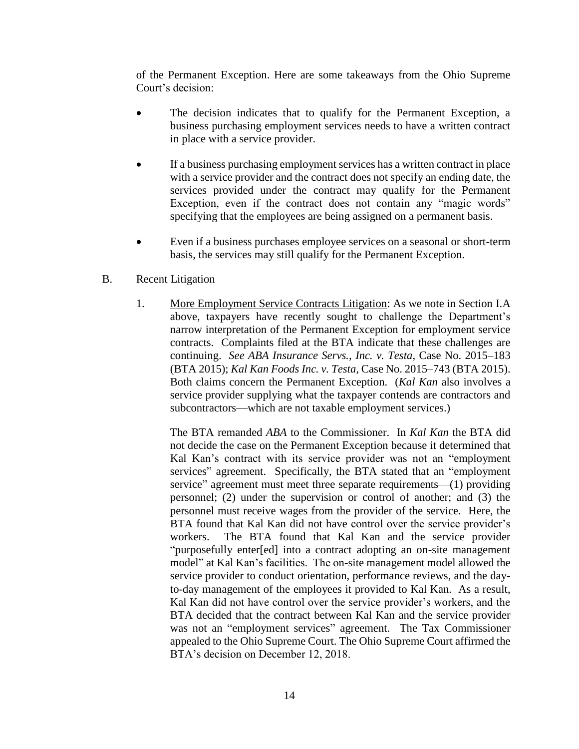of the Permanent Exception. Here are some takeaways from the Ohio Supreme Court's decision:

- The decision indicates that to qualify for the Permanent Exception, a business purchasing employment services needs to have a written contract in place with a service provider.

- If a business purchasing employment services has a written contract in place with a service provider and the contract does not specify an ending date, the services provided under the contract may qualify for the Permanent Exception, even if the contract does not contain any "magic words" specifying that the employees are being assigned on a permanent basis.

- Even if a business purchases employee services on a seasonal or short-term basis, the services may still qualify for the Permanent Exception.

B. Recent Litigation

1. <u>More Employment Service Contracts Litigation</u>: As we note in Section I.A above, taxpayers have recently sought to challenge the Department's narrow interpretation of the Permanent Exception for employment service contracts. Complaints filed at the BTA indicate that these challenges are continuing. *See ABA Insurance Servs., Inc. v. Testa*, Case No. 2015–183 (BTA 2015); *Kal Kan Foods Inc. v. Testa*, Case No. 2015–743 (BTA 2015). Both claims concern the Permanent Exception. (*Kal Kan* also involves a service provider supplying what the taxpayer contends are contractors and subcontractors—which are not taxable employment services.)

   The BTA remanded *ABA* to the Commissioner. In *Kal Kan* the BTA did not decide the case on the Permanent Exception because it determined that Kal Kan's contract with its service provider was not an "employment services" agreement. Specifically, the BTA stated that an "employment service" agreement must meet three separate requirements—(1) providing personnel; (2) under the supervision or control of another; and (3) the personnel must receive wages from the provider of the service. Here, the BTA found that Kal Kan did not have control over the service provider's workers. The BTA found that Kal Kan and the service provider "purposefully enter[ed] into a contract adopting an on-site management model" at Kal Kan's facilities. The on-site management model allowed the service provider to conduct orientation, performance reviews, and the day-to-day management of the employees it provided to Kal Kan. As a result, Kal Kan did not have control over the service provider's workers, and the BTA decided that the contract between Kal Kan and the service provider was not an "employment services" agreement. The Tax Commissioner appealed to the Ohio Supreme Court. The Ohio Supreme Court affirmed the BTA's decision on December 12, 2018.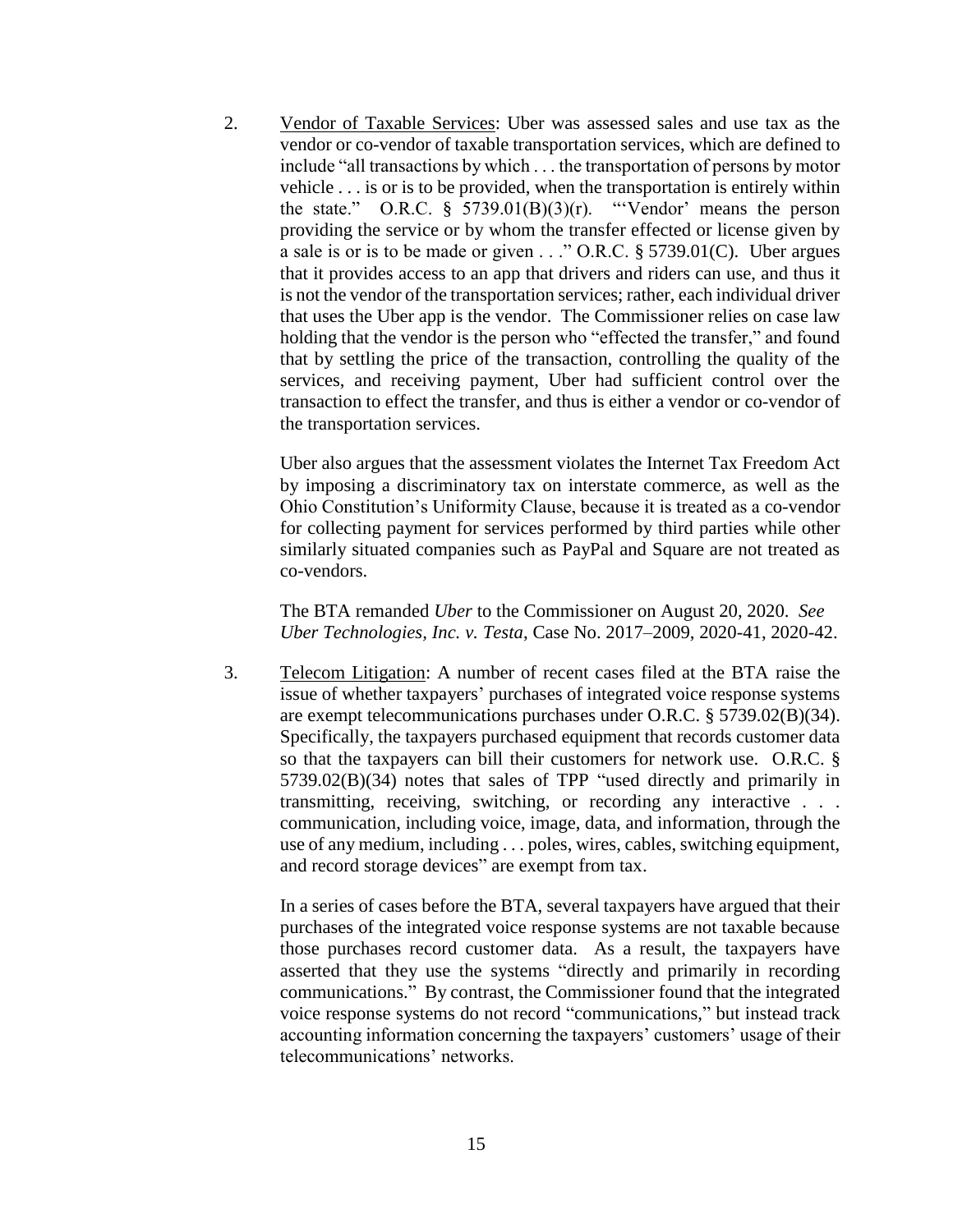2. <u>Vendor of Taxable Services</u>: Uber was assessed sales and use tax as the vendor or co-vendor of taxable transportation services, which are defined to include "all transactions by which . . . the transportation of persons by motor vehicle . . . is or is to be provided, when the transportation is entirely within the state." O.R.C. § 5739.01(B)(3)(r). "'Vendor' means the person providing the service or by whom the transfer effected or license given by a sale is or is to be made or given . . ." O.R.C. § 5739.01(C). Uber argues that it provides access to an app that drivers and riders can use, and thus it is not the vendor of the transportation services; rather, each individual driver that uses the Uber app is the vendor. The Commissioner relies on case law holding that the vendor is the person who "effected the transfer," and found that by settling the price of the transaction, controlling the quality of the services, and receiving payment, Uber had sufficient control over the transaction to effect the transfer, and thus is either a vendor or co-vendor of the transportation services.

   Uber also argues that the assessment violates the Internet Tax Freedom Act by imposing a discriminatory tax on interstate commerce, as well as the Ohio Constitution's Uniformity Clause, because it is treated as a co-vendor for collecting payment for services performed by third parties while other similarly situated companies such as PayPal and Square are not treated as co-vendors.

   The BTA remanded *Uber* to the Commissioner on August 20, 2020. *See Uber Technologies, Inc. v. Testa*, Case No. 2017–2009, 2020-41, 2020-42.

3. <u>Telecom Litigation</u>: A number of recent cases filed at the BTA raise the issue of whether taxpayers' purchases of integrated voice response systems are exempt telecommunications purchases under O.R.C. § 5739.02(B)(34). Specifically, the taxpayers purchased equipment that records customer data so that the taxpayers can bill their customers for network use. O.R.C. § 5739.02(B)(34) notes that sales of TPP "used directly and primarily in transmitting, receiving, switching, or recording any interactive . . . communication, including voice, image, data, and information, through the use of any medium, including . . . poles, wires, cables, switching equipment, and record storage devices" are exempt from tax.

   In a series of cases before the BTA, several taxpayers have argued that their purchases of the integrated voice response systems are not taxable because those purchases record customer data. As a result, the taxpayers have asserted that they use the systems "directly and primarily in recording communications." By contrast, the Commissioner found that the integrated voice response systems do not record "communications," but instead track accounting information concerning the taxpayers' customers' usage of their telecommunications' networks.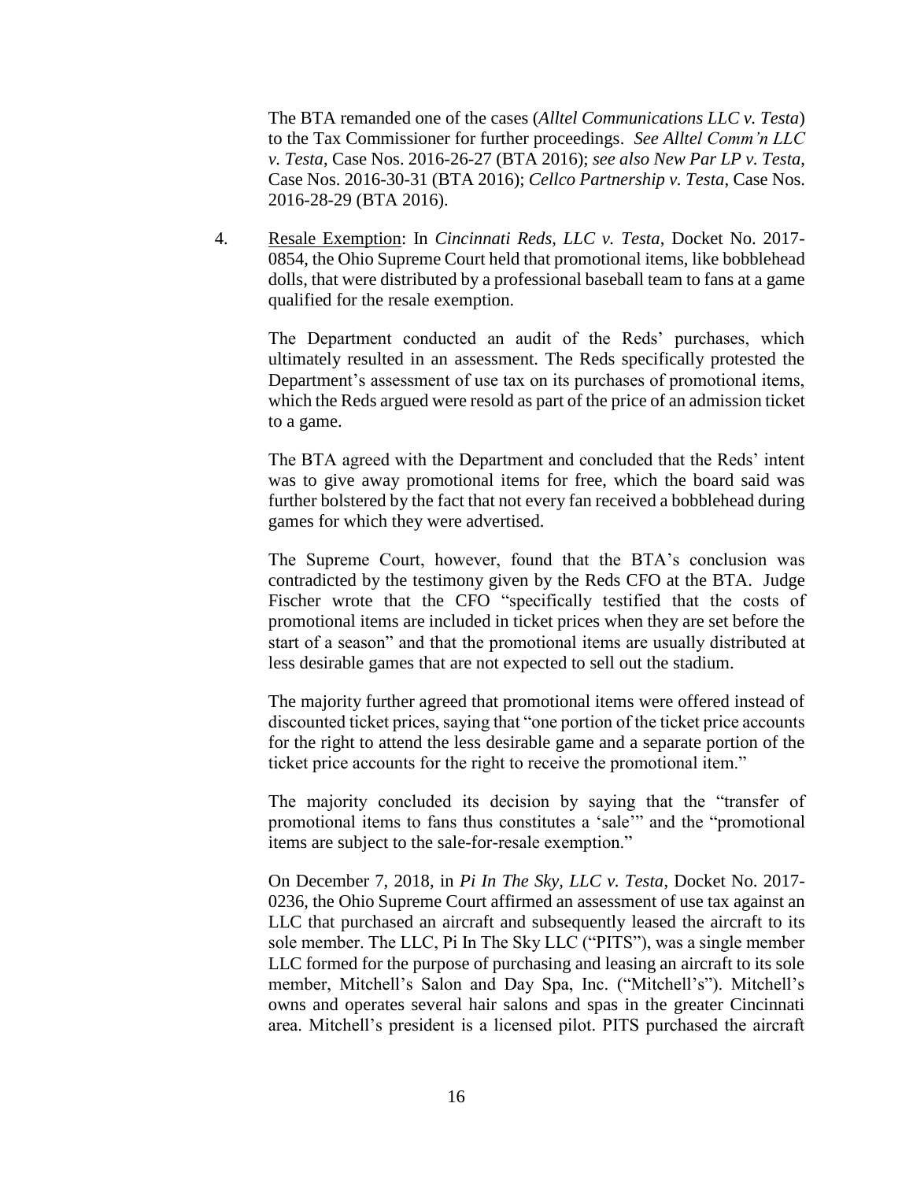The BTA remanded one of the cases (*Alltel Communications LLC v. Testa*) to the Tax Commissioner for further proceedings. *See Alltel Comm'n LLC v. Testa*, Case Nos. 2016-26-27 (BTA 2016); *see also New Par LP v. Testa*, Case Nos. 2016-30-31 (BTA 2016); *Cellco Partnership v. Testa*, Case Nos. 2016-28-29 (BTA 2016).

4. Resale Exemption: In *Cincinnati Reds, LLC v. Testa*, Docket No. 2017-0854, the Ohio Supreme Court held that promotional items, like bobblehead dolls, that were distributed by a professional baseball team to fans at a game qualified for the resale exemption.

   The Department conducted an audit of the Reds' purchases, which ultimately resulted in an assessment. The Reds specifically protested the Department's assessment of use tax on its purchases of promotional items, which the Reds argued were resold as part of the price of an admission ticket to a game.

   The BTA agreed with the Department and concluded that the Reds' intent was to give away promotional items for free, which the board said was further bolstered by the fact that not every fan received a bobblehead during games for which they were advertised.

   The Supreme Court, however, found that the BTA's conclusion was contradicted by the testimony given by the Reds CFO at the BTA. Judge Fischer wrote that the CFO "specifically testified that the costs of promotional items are included in ticket prices when they are set before the start of a season" and that the promotional items are usually distributed at less desirable games that are not expected to sell out the stadium.

   The majority further agreed that promotional items were offered instead of discounted ticket prices, saying that "one portion of the ticket price accounts for the right to attend the less desirable game and a separate portion of the ticket price accounts for the right to receive the promotional item."

   The majority concluded its decision by saying that the "transfer of promotional items to fans thus constitutes a 'sale'" and the "promotional items are subject to the sale-for-resale exemption."

   On December 7, 2018, in *Pi In The Sky, LLC v. Testa*, Docket No. 2017-0236, the Ohio Supreme Court affirmed an assessment of use tax against an LLC that purchased an aircraft and subsequently leased the aircraft to its sole member. The LLC, Pi In The Sky LLC ("PITS"), was a single member LLC formed for the purpose of purchasing and leasing an aircraft to its sole member, Mitchell's Salon and Day Spa, Inc. ("Mitchell's"). Mitchell's owns and operates several hair salons and spas in the greater Cincinnati area. Mitchell's president is a licensed pilot. PITS purchased the aircraft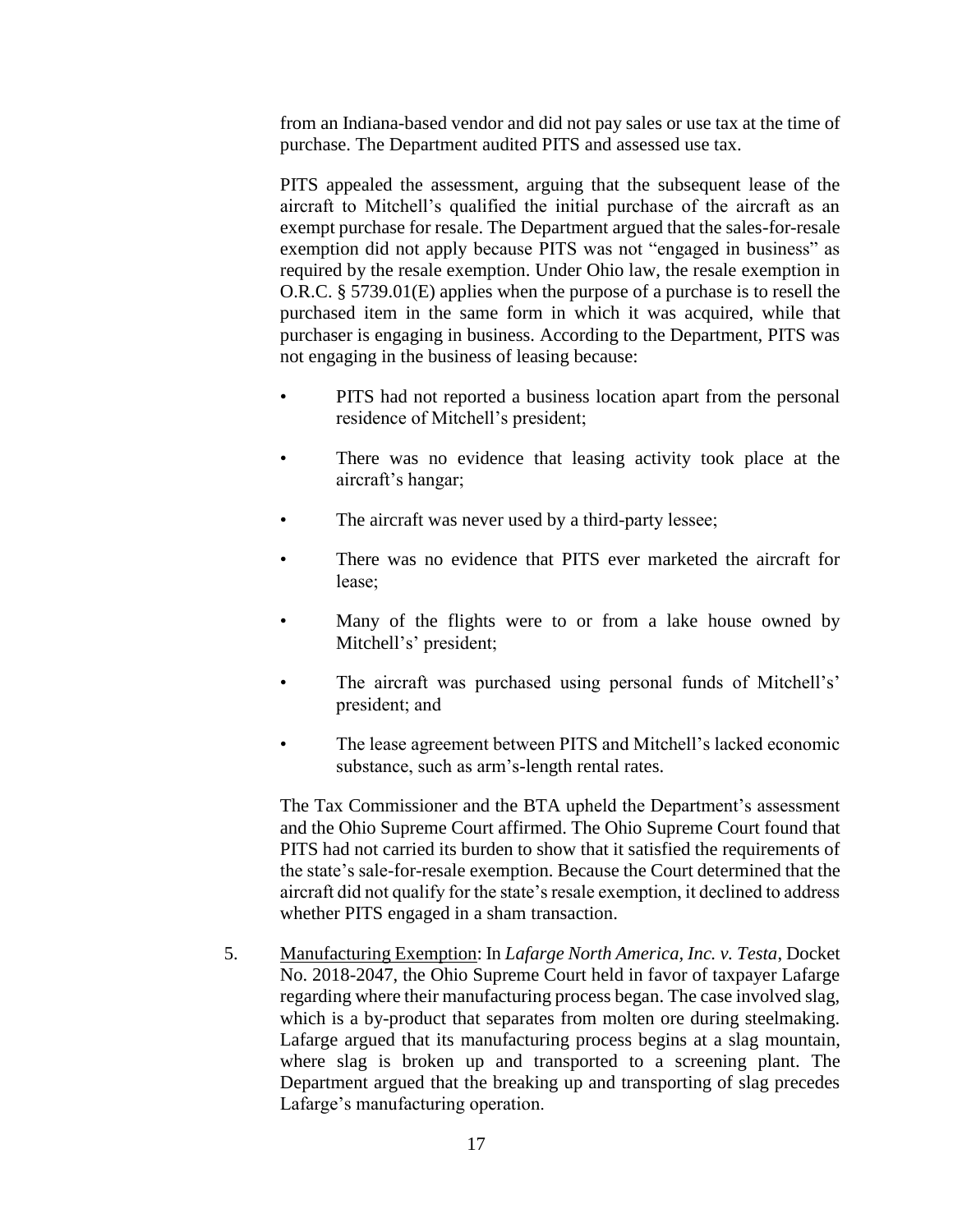from an Indiana-based vendor and did not pay sales or use tax at the time of purchase. The Department audited PITS and assessed use tax.

PITS appealed the assessment, arguing that the subsequent lease of the aircraft to Mitchell's qualified the initial purchase of the aircraft as an exempt purchase for resale. The Department argued that the sales-for-resale exemption did not apply because PITS was not "engaged in business" as required by the resale exemption. Under Ohio law, the resale exemption in O.R.C. § 5739.01(E) applies when the purpose of a purchase is to resell the purchased item in the same form in which it was acquired, while that purchaser is engaging in business. According to the Department, PITS was not engaging in the business of leasing because:

- PITS had not reported a business location apart from the personal residence of Mitchell's president;
- There was no evidence that leasing activity took place at the aircraft's hangar;
- The aircraft was never used by a third-party lessee;
- There was no evidence that PITS ever marketed the aircraft for lease;
- Many of the flights were to or from a lake house owned by Mitchell's' president;
- The aircraft was purchased using personal funds of Mitchell's' president; and
- The lease agreement between PITS and Mitchell's lacked economic substance, such as arm's-length rental rates.

The Tax Commissioner and the BTA upheld the Department's assessment and the Ohio Supreme Court affirmed. The Ohio Supreme Court found that PITS had not carried its burden to show that it satisfied the requirements of the state's sale-for-resale exemption. Because the Court determined that the aircraft did not qualify for the state's resale exemption, it declined to address whether PITS engaged in a sham transaction.

5. <u>Manufacturing Exemption</u>: In *Lafarge North America, Inc. v. Testa*, Docket No. 2018-2047, the Ohio Supreme Court held in favor of taxpayer Lafarge regarding where their manufacturing process began. The case involved slag, which is a by-product that separates from molten ore during steelmaking. Lafarge argued that its manufacturing process begins at a slag mountain, where slag is broken up and transported to a screening plant. The Department argued that the breaking up and transporting of slag precedes Lafarge's manufacturing operation.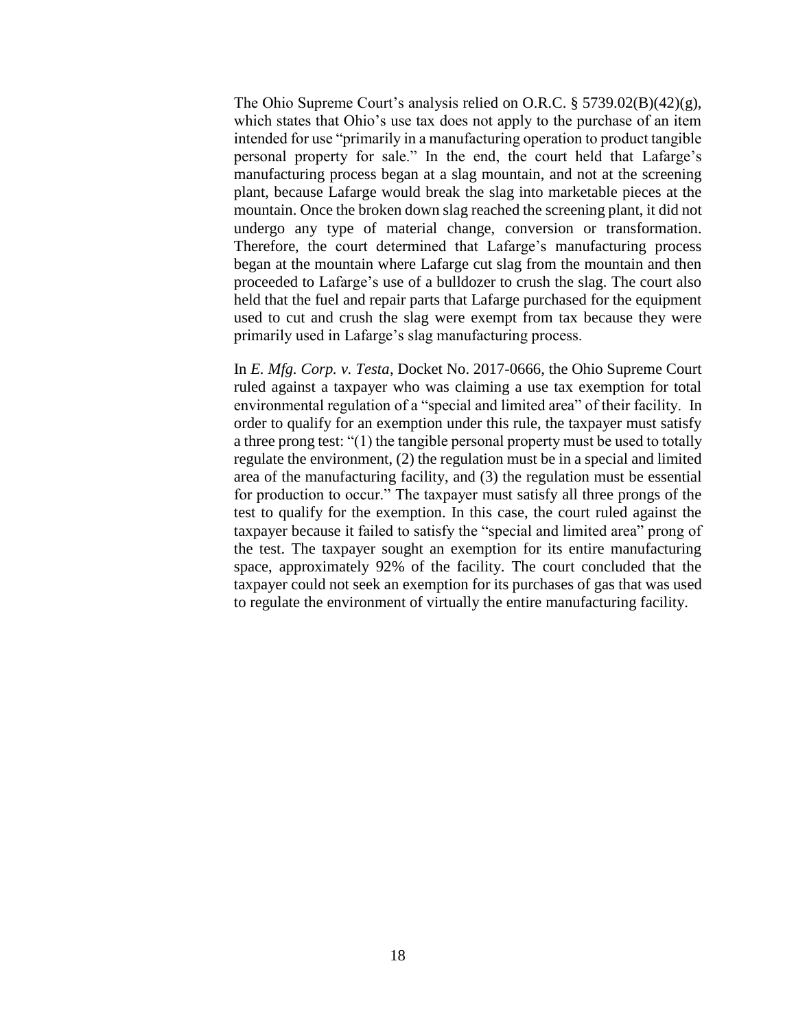The Ohio Supreme Court's analysis relied on O.R.C. § 5739.02(B)(42)(g), which states that Ohio's use tax does not apply to the purchase of an item intended for use "primarily in a manufacturing operation to product tangible personal property for sale." In the end, the court held that Lafarge's manufacturing process began at a slag mountain, and not at the screening plant, because Lafarge would break the slag into marketable pieces at the mountain. Once the broken down slag reached the screening plant, it did not undergo any type of material change, conversion or transformation. Therefore, the court determined that Lafarge's manufacturing process began at the mountain where Lafarge cut slag from the mountain and then proceeded to Lafarge's use of a bulldozer to crush the slag. The court also held that the fuel and repair parts that Lafarge purchased for the equipment used to cut and crush the slag were exempt from tax because they were primarily used in Lafarge's slag manufacturing process.

In *E. Mfg. Corp. v. Testa*, Docket No. 2017-0666, the Ohio Supreme Court ruled against a taxpayer who was claiming a use tax exemption for total environmental regulation of a "special and limited area" of their facility. In order to qualify for an exemption under this rule, the taxpayer must satisfy a three prong test: "(1) the tangible personal property must be used to totally regulate the environment, (2) the regulation must be in a special and limited area of the manufacturing facility, and (3) the regulation must be essential for production to occur." The taxpayer must satisfy all three prongs of the test to qualify for the exemption. In this case, the court ruled against the taxpayer because it failed to satisfy the "special and limited area" prong of the test. The taxpayer sought an exemption for its entire manufacturing space, approximately 92% of the facility. The court concluded that the taxpayer could not seek an exemption for its purchases of gas that was used to regulate the environment of virtually the entire manufacturing facility.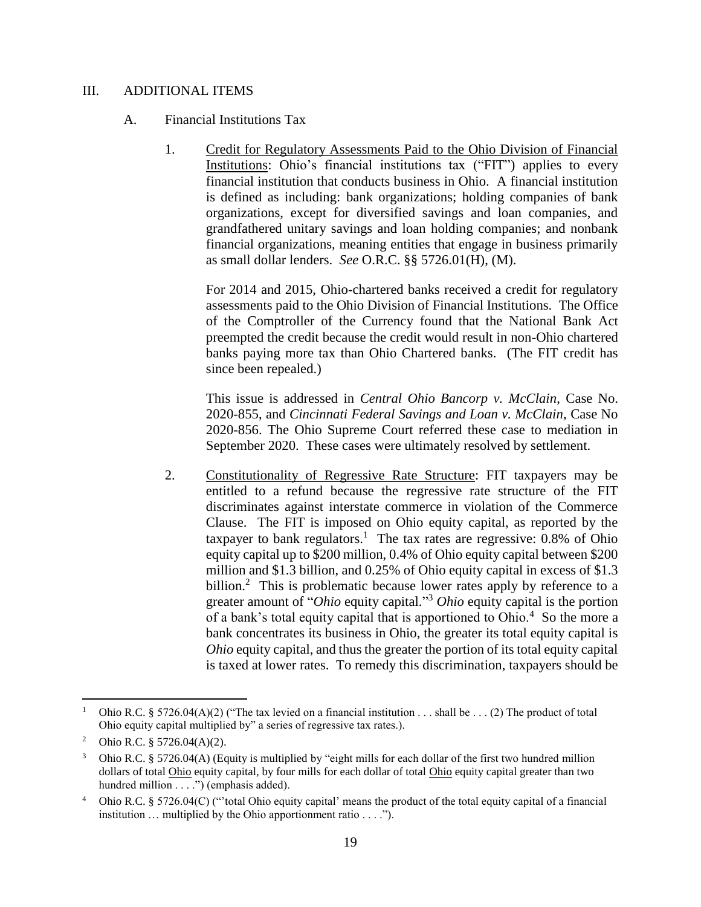## III. ADDITIONAL ITEMS

### A. Financial Institutions Tax

1. Credit for Regulatory Assessments Paid to the Ohio Division of Financial Institutions: Ohio's financial institutions tax ("FIT") applies to every financial institution that conducts business in Ohio. A financial institution is defined as including: bank organizations; holding companies of bank organizations, except for diversified savings and loan companies, and grandfathered unitary savings and loan holding companies; and nonbank financial organizations, meaning entities that engage in business primarily as small dollar lenders. *See* O.R.C. §§ 5726.01(H), (M).

   For 2014 and 2015, Ohio-chartered banks received a credit for regulatory assessments paid to the Ohio Division of Financial Institutions. The Office of the Comptroller of the Currency found that the National Bank Act preempted the credit because the credit would result in non-Ohio chartered banks paying more tax than Ohio Chartered banks. (The FIT credit has since been repealed.)

   This issue is addressed in *Central Ohio Bancorp v. McClain*, Case No. 2020-855, and *Cincinnati Federal Savings and Loan v. McClain*, Case No 2020-856. The Ohio Supreme Court referred these case to mediation in September 2020. These cases were ultimately resolved by settlement.

2. Constitutionality of Regressive Rate Structure: FIT taxpayers may be entitled to a refund because the regressive rate structure of the FIT discriminates against interstate commerce in violation of the Commerce Clause. The FIT is imposed on Ohio equity capital, as reported by the taxpayer to bank regulators.[1] The tax rates are regressive: 0.8% of Ohio equity capital up to \$200 million, 0.4% of Ohio equity capital between \$200 million and \$1.3 billion, and 0.25% of Ohio equity capital in excess of \$1.3 billion.[2] This is problematic because lower rates apply by reference to a greater amount of "*Ohio* equity capital."[3] *Ohio* equity capital is the portion of a bank's total equity capital that is apportioned to Ohio.[4] So the more a bank concentrates its business in Ohio, the greater its total equity capital is *Ohio* equity capital, and thus the greater the portion of its total equity capital is taxed at lower rates. To remedy this discrimination, taxpayers should be

---

[1] Ohio R.C. § 5726.04(A)(2) ("The tax levied on a financial institution . . . shall be . . . (2) The product of total Ohio equity capital multiplied by" a series of regressive tax rates.).

[2] Ohio R.C. § 5726.04(A)(2).

[3] Ohio R.C. § 5726.04(A) (Equity is multiplied by "eight mills for each dollar of the first two hundred million dollars of total <u>Ohio</u> equity capital, by four mills for each dollar of total <u>Ohio</u> equity capital greater than two hundred million . . . .") (emphasis added).

[4] Ohio R.C. § 5726.04(C) ("'total Ohio equity capital' means the product of the total equity capital of a financial institution … multiplied by the Ohio apportionment ratio . . . .").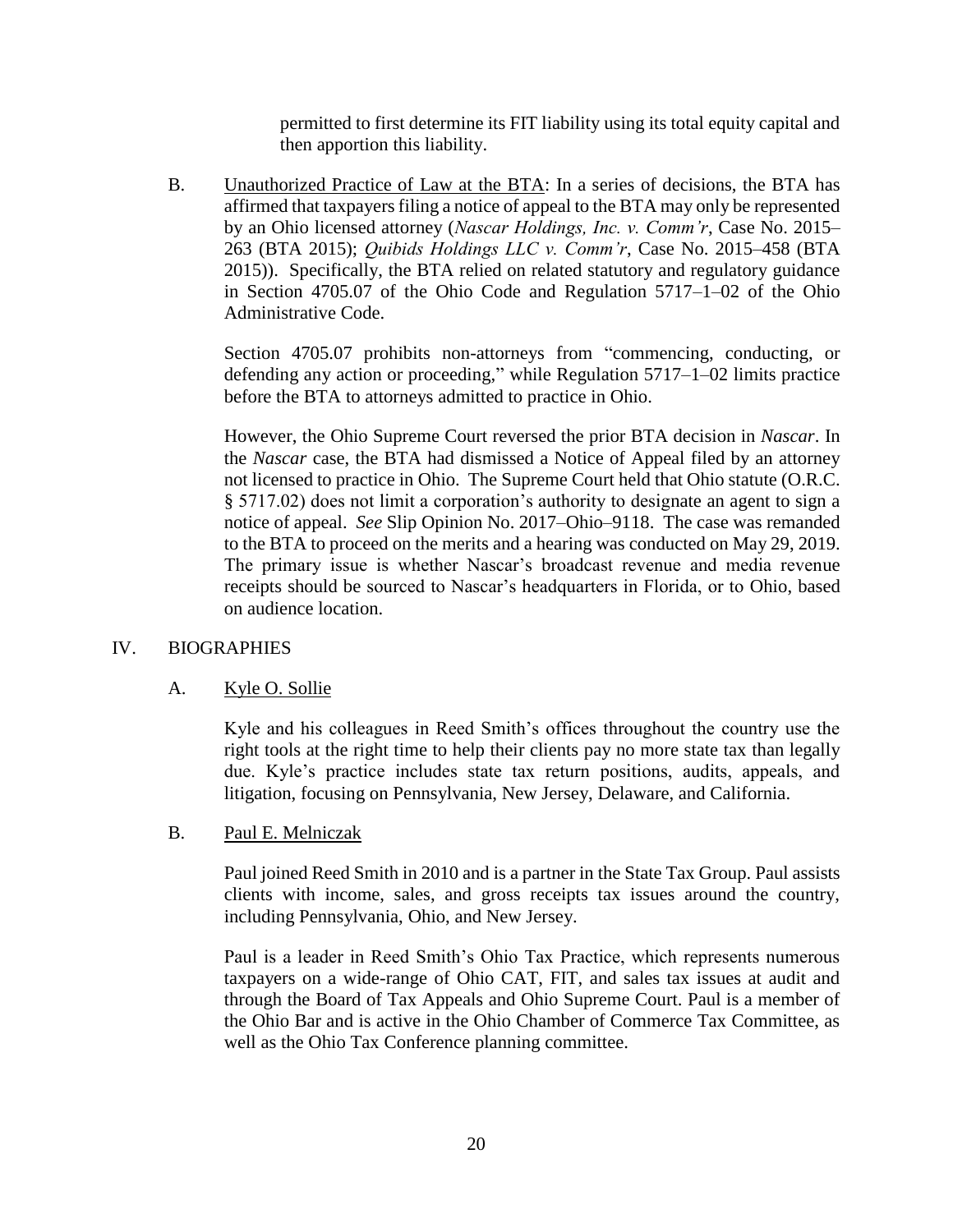permitted to first determine its FIT liability using its total equity capital and then apportion this liability.

B. Unauthorized Practice of Law at the BTA: In a series of decisions, the BTA has affirmed that taxpayers filing a notice of appeal to the BTA may only be represented by an Ohio licensed attorney (*Nascar Holdings, Inc. v. Comm'r*, Case No. 2015–263 (BTA 2015); *Quibids Holdings LLC v. Comm'r*, Case No. 2015–458 (BTA 2015)). Specifically, the BTA relied on related statutory and regulatory guidance in Section 4705.07 of the Ohio Code and Regulation 5717–1–02 of the Ohio Administrative Code.

Section 4705.07 prohibits non-attorneys from "commencing, conducting, or defending any action or proceeding," while Regulation 5717–1–02 limits practice before the BTA to attorneys admitted to practice in Ohio.

However, the Ohio Supreme Court reversed the prior BTA decision in *Nascar*. In the *Nascar* case, the BTA had dismissed a Notice of Appeal filed by an attorney not licensed to practice in Ohio. The Supreme Court held that Ohio statute (O.R.C. § 5717.02) does not limit a corporation's authority to designate an agent to sign a notice of appeal. *See* Slip Opinion No. 2017–Ohio–9118. The case was remanded to the BTA to proceed on the merits and a hearing was conducted on May 29, 2019. The primary issue is whether Nascar's broadcast revenue and media revenue receipts should be sourced to Nascar's headquarters in Florida, or to Ohio, based on audience location.

## IV. BIOGRAPHIES

### A. Kyle O. Sollie

Kyle and his colleagues in Reed Smith's offices throughout the country use the right tools at the right time to help their clients pay no more state tax than legally due. Kyle's practice includes state tax return positions, audits, appeals, and litigation, focusing on Pennsylvania, New Jersey, Delaware, and California.

### B. Paul E. Melniczak

Paul joined Reed Smith in 2010 and is a partner in the State Tax Group. Paul assists clients with income, sales, and gross receipts tax issues around the country, including Pennsylvania, Ohio, and New Jersey.

Paul is a leader in Reed Smith's Ohio Tax Practice, which represents numerous taxpayers on a wide-range of Ohio CAT, FIT, and sales tax issues at audit and through the Board of Tax Appeals and Ohio Supreme Court. Paul is a member of the Ohio Bar and is active in the Ohio Chamber of Commerce Tax Committee, as well as the Ohio Tax Conference planning committee.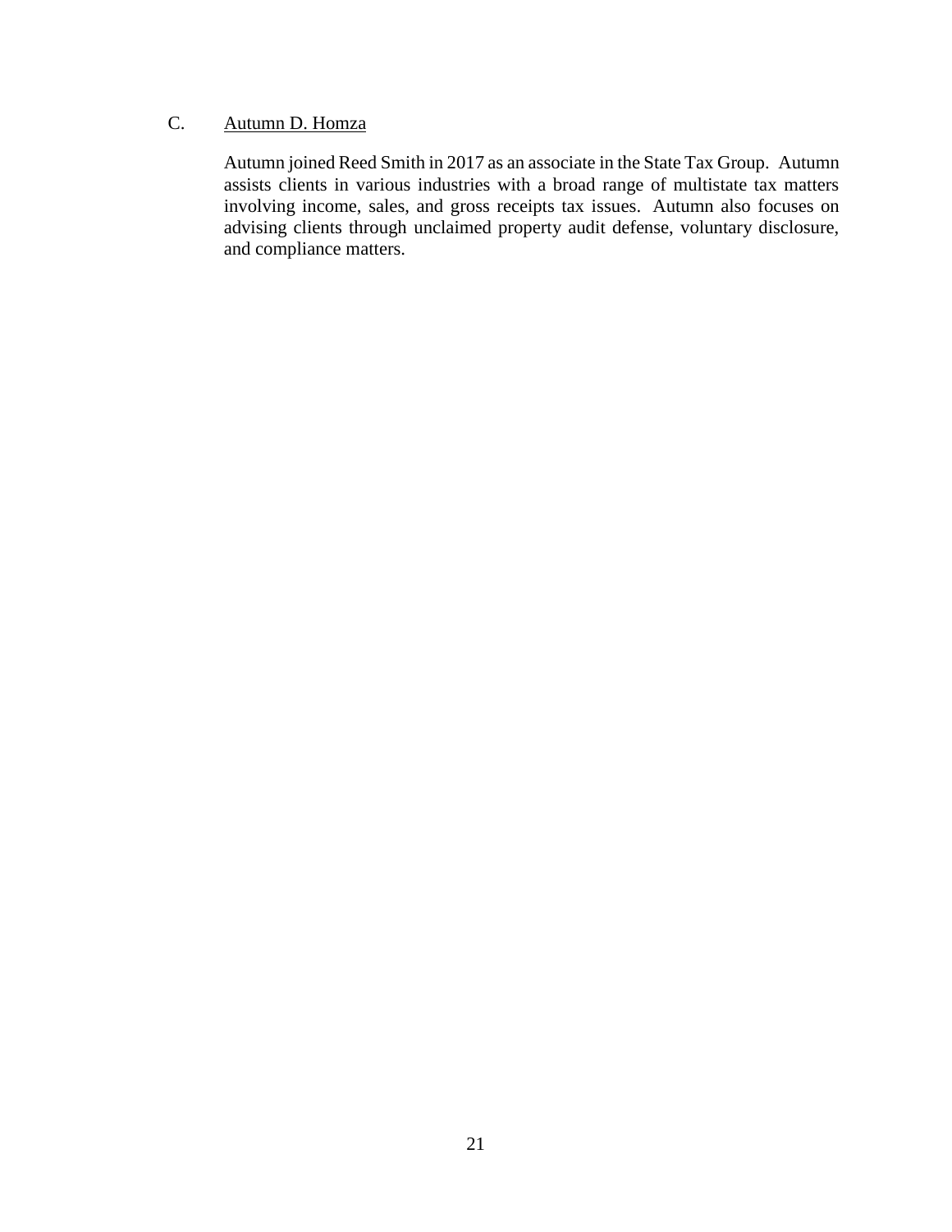### C. Autumn D. Homza

Autumn joined Reed Smith in 2017 as an associate in the State Tax Group. Autumn assists clients in various industries with a broad range of multistate tax matters involving income, sales, and gross receipts tax issues. Autumn also focuses on advising clients through unclaimed property audit defense, voluntary disclosure, and compliance matters.